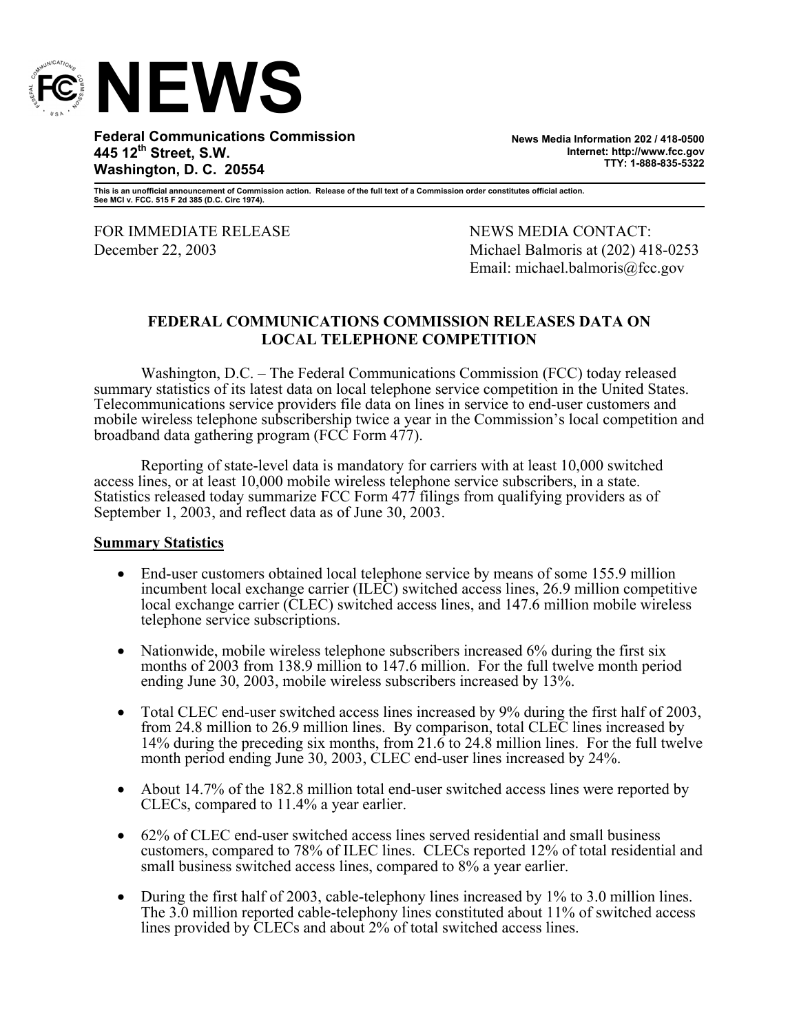# NEWS

**Federal Communications Commission**
**445 12th Street, S.W.**
**Washington, D. C. 20554**

**News Media Information 202 / 418-0500**
**Internet: http://www.fcc.gov**
**TTY: 1-888-835-5322**

**This is an unofficial announcement of Commission action. Release of the full text of a Commission order constitutes official action. See MCI v. FCC. 515 F 2d 385 (D.C. Circ 1974).**

FOR IMMEDIATE RELEASE
December 22, 2003

NEWS MEDIA CONTACT:
Michael Balmoris at (202) 418-0253
Email: michael.balmoris@fcc.gov

## FEDERAL COMMUNICATIONS COMMISSION RELEASES DATA ON LOCAL TELEPHONE COMPETITION

Washington, D.C. – The Federal Communications Commission (FCC) today released summary statistics of its latest data on local telephone service competition in the United States. Telecommunications service providers file data on lines in service to end-user customers and mobile wireless telephone subscribership twice a year in the Commission's local competition and broadband data gathering program (FCC Form 477).

Reporting of state-level data is mandatory for carriers with at least 10,000 switched access lines, or at least 10,000 mobile wireless telephone service subscribers, in a state. Statistics released today summarize FCC Form 477 filings from qualifying providers as of September 1, 2003, and reflect data as of June 30, 2003.

### Summary Statistics

- End-user customers obtained local telephone service by means of some 155.9 million incumbent local exchange carrier (ILEC) switched access lines, 26.9 million competitive local exchange carrier (CLEC) switched access lines, and 147.6 million mobile wireless telephone service subscriptions.

- Nationwide, mobile wireless telephone subscribers increased 6% during the first six months of 2003 from 138.9 million to 147.6 million. For the full twelve month period ending June 30, 2003, mobile wireless subscribers increased by 13%.

- Total CLEC end-user switched access lines increased by 9% during the first half of 2003, from 24.8 million to 26.9 million lines. By comparison, total CLEC lines increased by 14% during the preceding six months, from 21.6 to 24.8 million lines. For the full twelve month period ending June 30, 2003, CLEC end-user lines increased by 24%.

- About 14.7% of the 182.8 million total end-user switched access lines were reported by CLECs, compared to 11.4% a year earlier.

- 62% of CLEC end-user switched access lines served residential and small business customers, compared to 78% of ILEC lines. CLECs reported 12% of total residential and small business switched access lines, compared to 8% a year earlier.

- During the first half of 2003, cable-telephony lines increased by 1% to 3.0 million lines. The 3.0 million reported cable-telephony lines constituted about 11% of switched access lines provided by CLECs and about 2% of total switched access lines.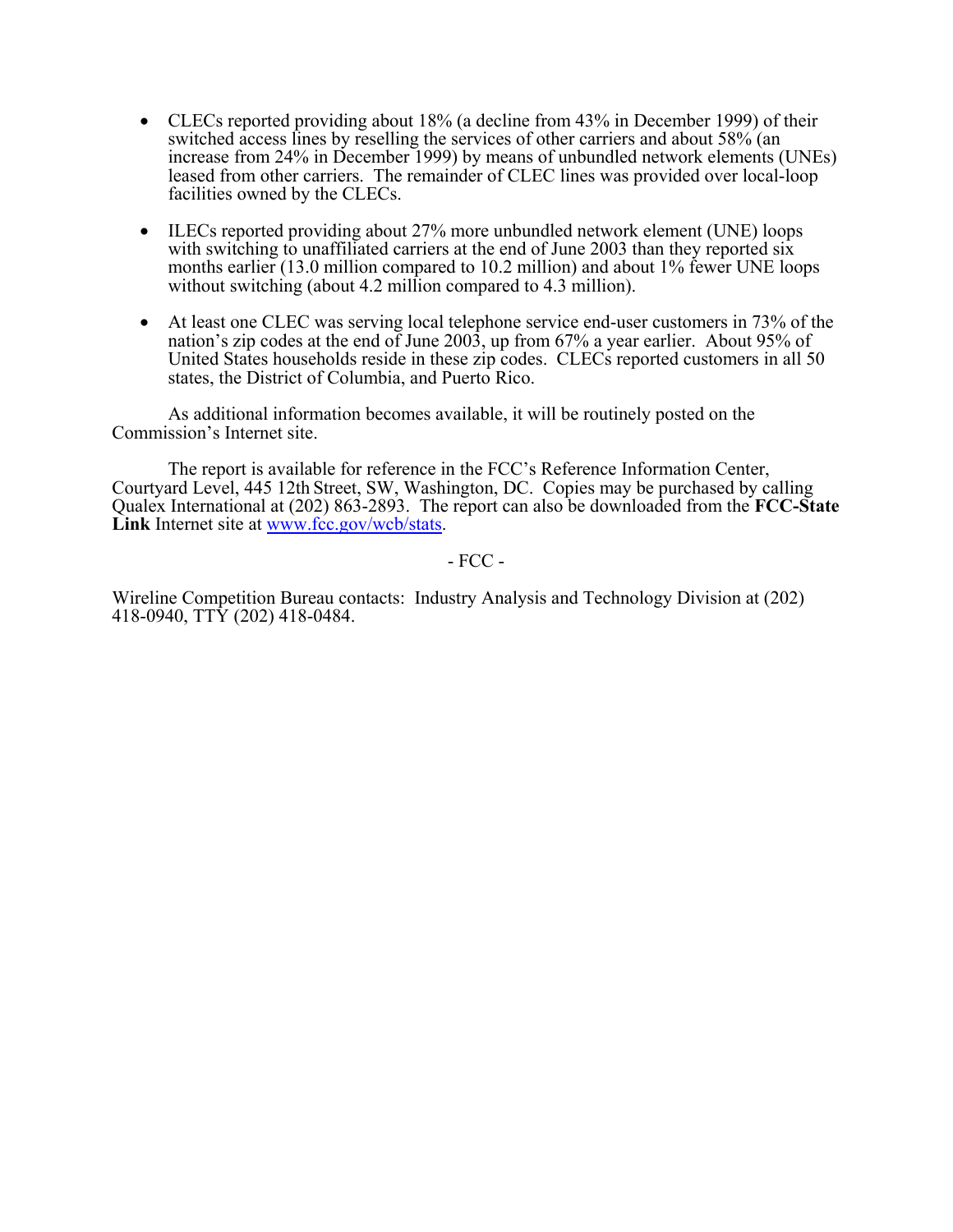- CLECs reported providing about 18% (a decline from 43% in December 1999) of their switched access lines by reselling the services of other carriers and about 58% (an increase from 24% in December 1999) by means of unbundled network elements (UNEs) leased from other carriers. The remainder of CLEC lines was provided over local-loop facilities owned by the CLECs.

- ILECs reported providing about 27% more unbundled network element (UNE) loops with switching to unaffiliated carriers at the end of June 2003 than they reported six months earlier (13.0 million compared to 10.2 million) and about 1% fewer UNE loops without switching (about 4.2 million compared to 4.3 million).

- At least one CLEC was serving local telephone service end-user customers in 73% of the nation's zip codes at the end of June 2003, up from 67% a year earlier. About 95% of United States households reside in these zip codes. CLECs reported customers in all 50 states, the District of Columbia, and Puerto Rico.

As additional information becomes available, it will be routinely posted on the Commission's Internet site.

The report is available for reference in the FCC's Reference Information Center, Courtyard Level, 445 12th Street, SW, Washington, DC. Copies may be purchased by calling Qualex International at (202) 863-2893. The report can also be downloaded from the **FCC-State Link** Internet site at www.fcc.gov/wcb/stats.

- FCC -

Wireline Competition Bureau contacts: Industry Analysis and Technology Division at (202) 418-0940, TTY (202) 418-0484.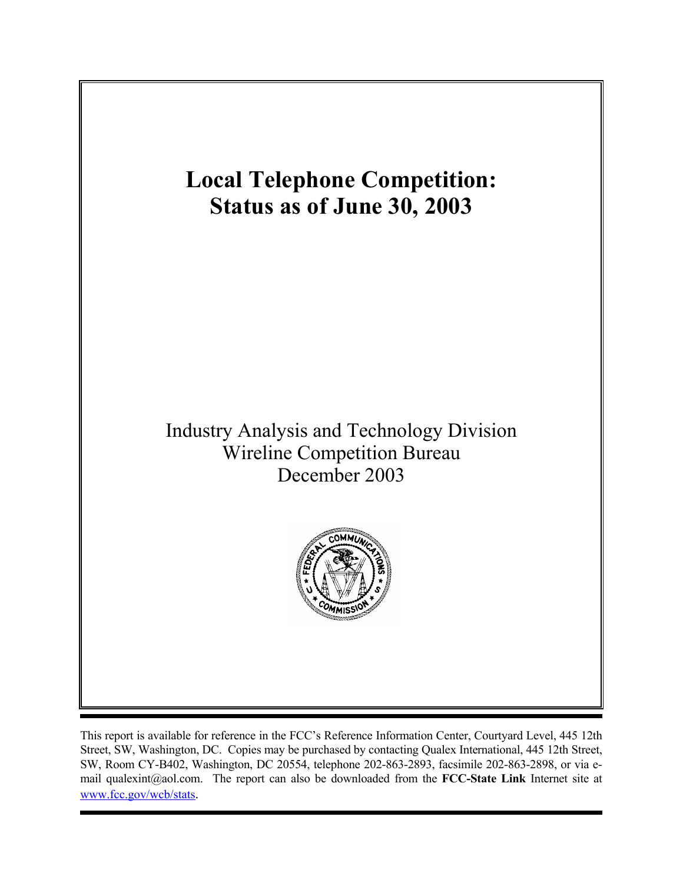# Local Telephone Competition: Status as of June 30, 2003

Industry Analysis and Technology Division
Wireline Competition Bureau
December 2003

This report is available for reference in the FCC's Reference Information Center, Courtyard Level, 445 12th Street, SW, Washington, DC. Copies may be purchased by contacting Qualex International, 445 12th Street, SW, Room CY-B402, Washington, DC 20554, telephone 202-863-2893, facsimile 202-863-2898, or via e-mail qualexint@aol.com. The report can also be downloaded from the **FCC-State Link** Internet site at www.fcc.gov/wcb/stats.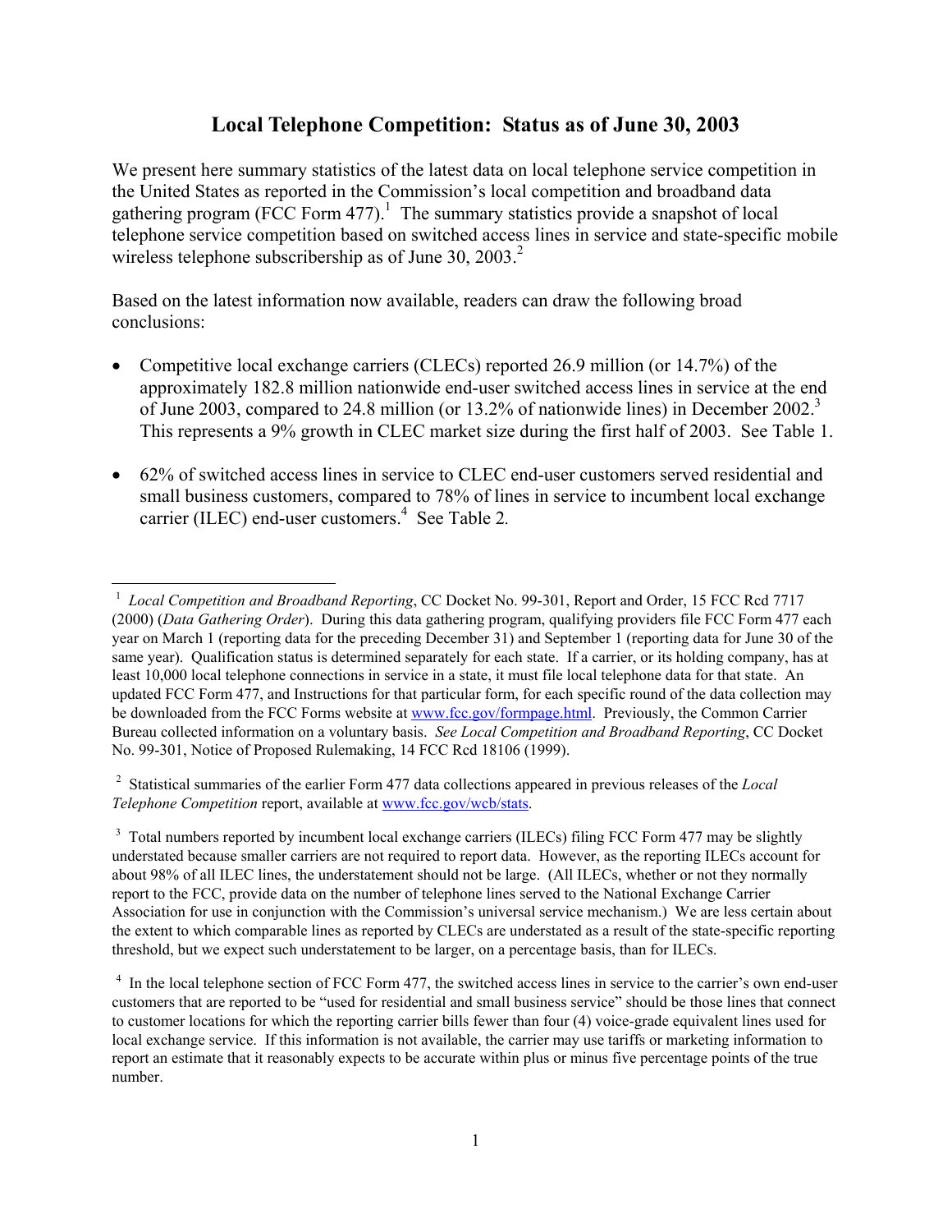# Local Telephone Competition: Status as of June 30, 2003

We present here summary statistics of the latest data on local telephone service competition in the United States as reported in the Commission's local competition and broadband data gathering program (FCC Form 477).[1] The summary statistics provide a snapshot of local telephone service competition based on switched access lines in service and state-specific mobile wireless telephone subscribership as of June 30, 2003.[2]

Based on the latest information now available, readers can draw the following broad conclusions:

- Competitive local exchange carriers (CLECs) reported 26.9 million (or 14.7%) of the approximately 182.8 million nationwide end-user switched access lines in service at the end of June 2003, compared to 24.8 million (or 13.2% of nationwide lines) in December 2002.[3] This represents a 9% growth in CLEC market size during the first half of 2003. See Table 1.

- 62% of switched access lines in service to CLEC end-user customers served residential and small business customers, compared to 78% of lines in service to incumbent local exchange carrier (ILEC) end-user customers.[4] See Table 2.

---

[1] *Local Competition and Broadband Reporting*, CC Docket No. 99-301, Report and Order, 15 FCC Rcd 7717 (2000) (*Data Gathering Order*). During this data gathering program, qualifying providers file FCC Form 477 each year on March 1 (reporting data for the preceding December 31) and September 1 (reporting data for June 30 of the same year). Qualification status is determined separately for each state. If a carrier, or its holding company, has at least 10,000 local telephone connections in service in a state, it must file local telephone data for that state. An updated FCC Form 477, and Instructions for that particular form, for each specific round of the data collection may be downloaded from the FCC Forms website at www.fcc.gov/formpage.html. Previously, the Common Carrier Bureau collected information on a voluntary basis. *See Local Competition and Broadband Reporting*, CC Docket No. 99-301, Notice of Proposed Rulemaking, 14 FCC Rcd 18106 (1999).

[2] Statistical summaries of the earlier Form 477 data collections appeared in previous releases of the *Local Telephone Competition* report, available at www.fcc.gov/wcb/stats.

[3] Total numbers reported by incumbent local exchange carriers (ILECs) filing FCC Form 477 may be slightly understated because smaller carriers are not required to report data. However, as the reporting ILECs account for about 98% of all ILEC lines, the understatement should not be large. (All ILECs, whether or not they normally report to the FCC, provide data on the number of telephone lines served to the National Exchange Carrier Association for use in conjunction with the Commission's universal service mechanism.) We are less certain about the extent to which comparable lines as reported by CLECs are understated as a result of the state-specific reporting threshold, but we expect such understatement to be larger, on a percentage basis, than for ILECs.

[4] In the local telephone section of FCC Form 477, the switched access lines in service to the carrier's own end-user customers that are reported to be "used for residential and small business service" should be those lines that connect to customer locations for which the reporting carrier bills fewer than four (4) voice-grade equivalent lines used for local exchange service. If this information is not available, the carrier may use tariffs or marketing information to report an estimate that it reasonably expects to be accurate within plus or minus five percentage points of the true number.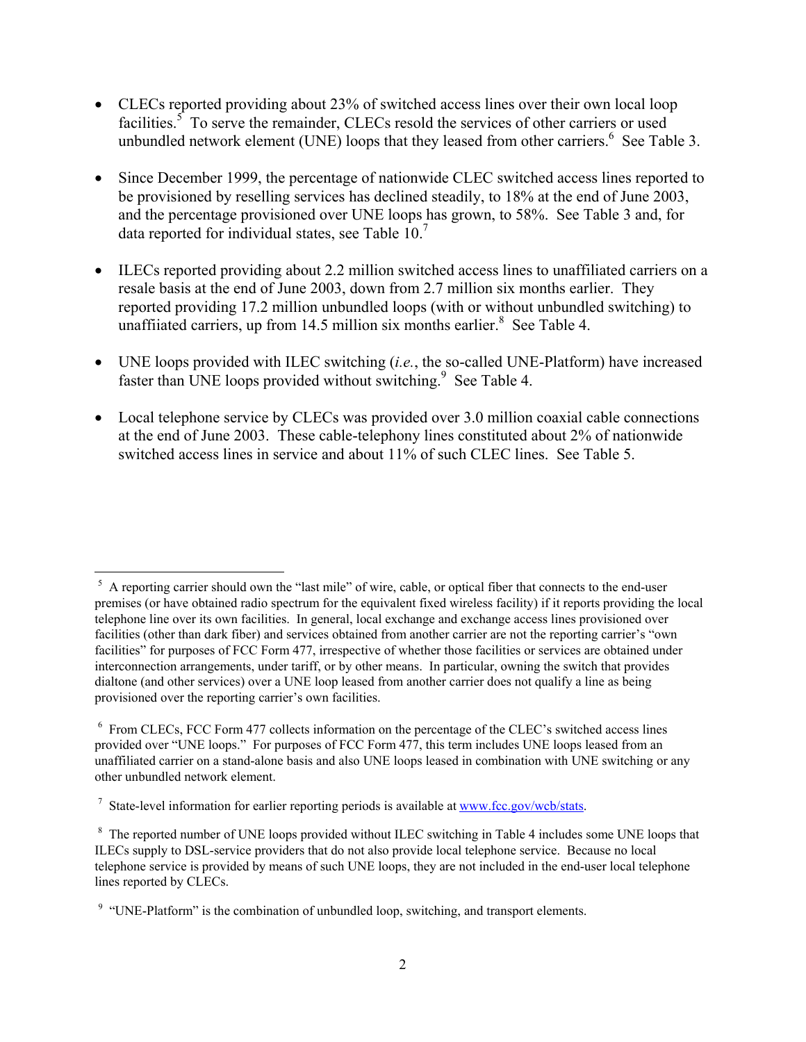- CLECs reported providing about 23% of switched access lines over their own local loop facilities.[5] To serve the remainder, CLECs resold the services of other carriers or used unbundled network element (UNE) loops that they leased from other carriers.[6] See Table 3.

- Since December 1999, the percentage of nationwide CLEC switched access lines reported to be provisioned by reselling services has declined steadily, to 18% at the end of June 2003, and the percentage provisioned over UNE loops has grown, to 58%. See Table 3 and, for data reported for individual states, see Table 10.[7]

- ILECs reported providing about 2.2 million switched access lines to unaffiliated carriers on a resale basis at the end of June 2003, down from 2.7 million six months earlier. They reported providing 17.2 million unbundled loops (with or without unbundled switching) to unaffiiated carriers, up from 14.5 million six months earlier.[8] See Table 4.

- UNE loops provided with ILEC switching (*i.e.*, the so-called UNE-Platform) have increased faster than UNE loops provided without switching.[9] See Table 4.

- Local telephone service by CLECs was provided over 3.0 million coaxial cable connections at the end of June 2003. These cable-telephony lines constituted about 2% of nationwide switched access lines in service and about 11% of such CLEC lines. See Table 5.

---

[5] A reporting carrier should own the "last mile" of wire, cable, or optical fiber that connects to the end-user premises (or have obtained radio spectrum for the equivalent fixed wireless facility) if it reports providing the local telephone line over its own facilities. In general, local exchange and exchange access lines provisioned over facilities (other than dark fiber) and services obtained from another carrier are not the reporting carrier's "own facilities" for purposes of FCC Form 477, irrespective of whether those facilities or services are obtained under interconnection arrangements, under tariff, or by other means. In particular, owning the switch that provides dialtone (and other services) over a UNE loop leased from another carrier does not qualify a line as being provisioned over the reporting carrier's own facilities.

[6] From CLECs, FCC Form 477 collects information on the percentage of the CLEC's switched access lines provided over "UNE loops." For purposes of FCC Form 477, this term includes UNE loops leased from an unaffiliated carrier on a stand-alone basis and also UNE loops leased in combination with UNE switching or any other unbundled network element.

[7] State-level information for earlier reporting periods is available at www.fcc.gov/wcb/stats.

[8] The reported number of UNE loops provided without ILEC switching in Table 4 includes some UNE loops that ILECs supply to DSL-service providers that do not also provide local telephone service. Because no local telephone service is provided by means of such UNE loops, they are not included in the end-user local telephone lines reported by CLECs.

[9] "UNE-Platform" is the combination of unbundled loop, switching, and transport elements.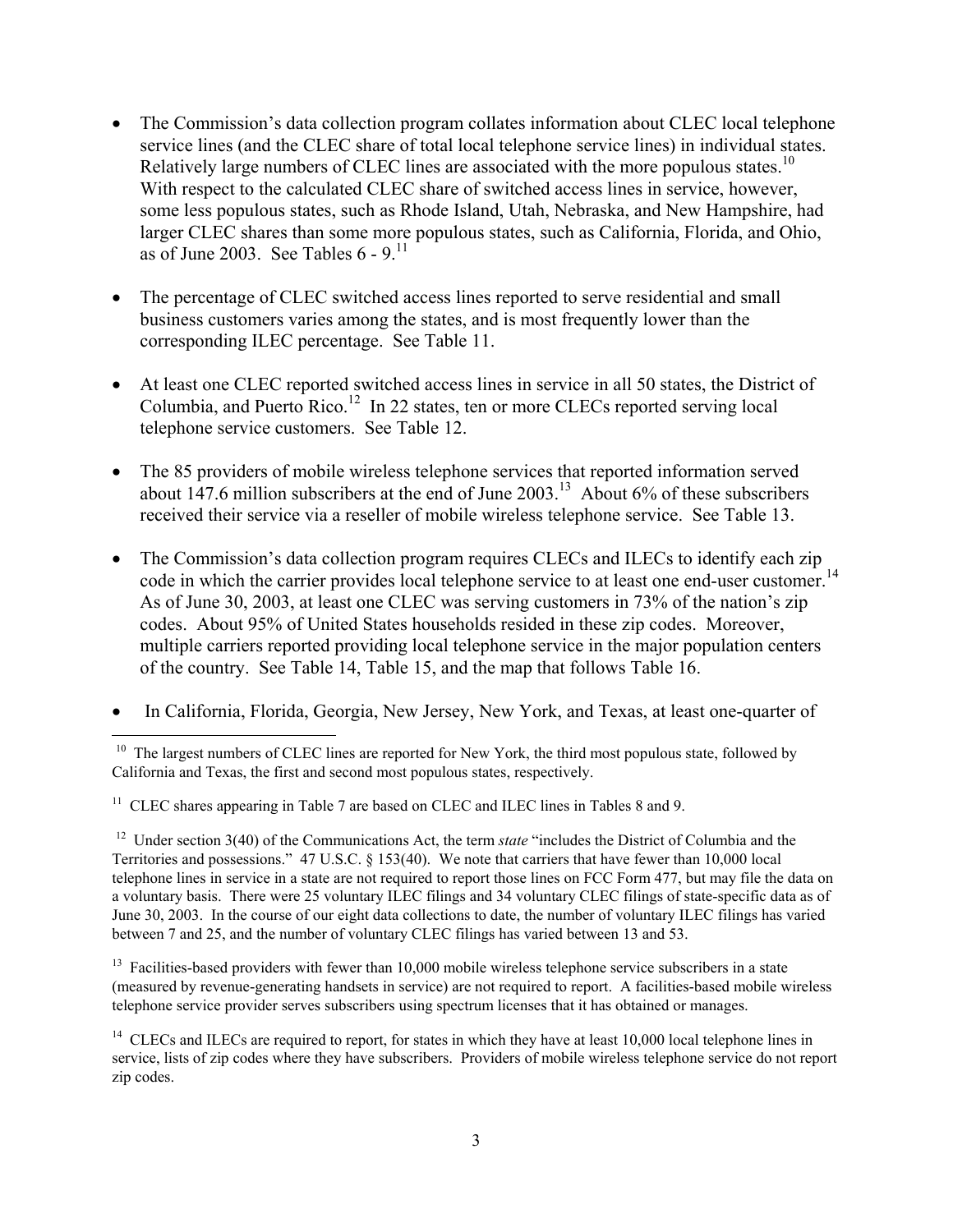- The Commission's data collection program collates information about CLEC local telephone service lines (and the CLEC share of total local telephone service lines) in individual states. Relatively large numbers of CLEC lines are associated with the more populous states.[10] With respect to the calculated CLEC share of switched access lines in service, however, some less populous states, such as Rhode Island, Utah, Nebraska, and New Hampshire, had larger CLEC shares than some more populous states, such as California, Florida, and Ohio, as of June 2003. See Tables 6 - 9.[11]

- The percentage of CLEC switched access lines reported to serve residential and small business customers varies among the states, and is most frequently lower than the corresponding ILEC percentage. See Table 11.

- At least one CLEC reported switched access lines in service in all 50 states, the District of Columbia, and Puerto Rico.[12] In 22 states, ten or more CLECs reported serving local telephone service customers. See Table 12.

- The 85 providers of mobile wireless telephone services that reported information served about 147.6 million subscribers at the end of June 2003.[13] About 6% of these subscribers received their service via a reseller of mobile wireless telephone service. See Table 13.

- The Commission's data collection program requires CLECs and ILECs to identify each zip code in which the carrier provides local telephone service to at least one end-user customer.[14] As of June 30, 2003, at least one CLEC was serving customers in 73% of the nation's zip codes. About 95% of United States households resided in these zip codes. Moreover, multiple carriers reported providing local telephone service in the major population centers of the country. See Table 14, Table 15, and the map that follows Table 16.

- In California, Florida, Georgia, New Jersey, New York, and Texas, at least one-quarter of

---

[10] The largest numbers of CLEC lines are reported for New York, the third most populous state, followed by California and Texas, the first and second most populous states, respectively.

[11] CLEC shares appearing in Table 7 are based on CLEC and ILEC lines in Tables 8 and 9.

[12] Under section 3(40) of the Communications Act, the term *state* "includes the District of Columbia and the Territories and possessions." 47 U.S.C. § 153(40). We note that carriers that have fewer than 10,000 local telephone lines in service in a state are not required to report those lines on FCC Form 477, but may file the data on a voluntary basis. There were 25 voluntary ILEC filings and 34 voluntary CLEC filings of state-specific data as of June 30, 2003. In the course of our eight data collections to date, the number of voluntary ILEC filings has varied between 7 and 25, and the number of voluntary CLEC filings has varied between 13 and 53.

[13] Facilities-based providers with fewer than 10,000 mobile wireless telephone service subscribers in a state (measured by revenue-generating handsets in service) are not required to report. A facilities-based mobile wireless telephone service provider serves subscribers using spectrum licenses that it has obtained or manages.

[14] CLECs and ILECs are required to report, for states in which they have at least 10,000 local telephone lines in service, lists of zip codes where they have subscribers. Providers of mobile wireless telephone service do not report zip codes.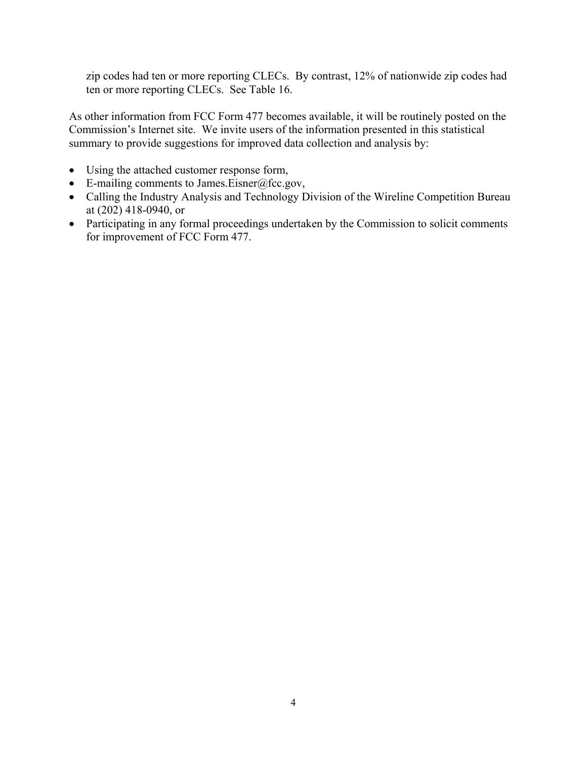zip codes had ten or more reporting CLECs. By contrast, 12% of nationwide zip codes had ten or more reporting CLECs. See Table 16.

As other information from FCC Form 477 becomes available, it will be routinely posted on the Commission's Internet site. We invite users of the information presented in this statistical summary to provide suggestions for improved data collection and analysis by:

- Using the attached customer response form,
- E-mailing comments to James.Eisner@fcc.gov,
- Calling the Industry Analysis and Technology Division of the Wireline Competition Bureau at (202) 418-0940, or
- Participating in any formal proceedings undertaken by the Commission to solicit comments for improvement of FCC Form 477.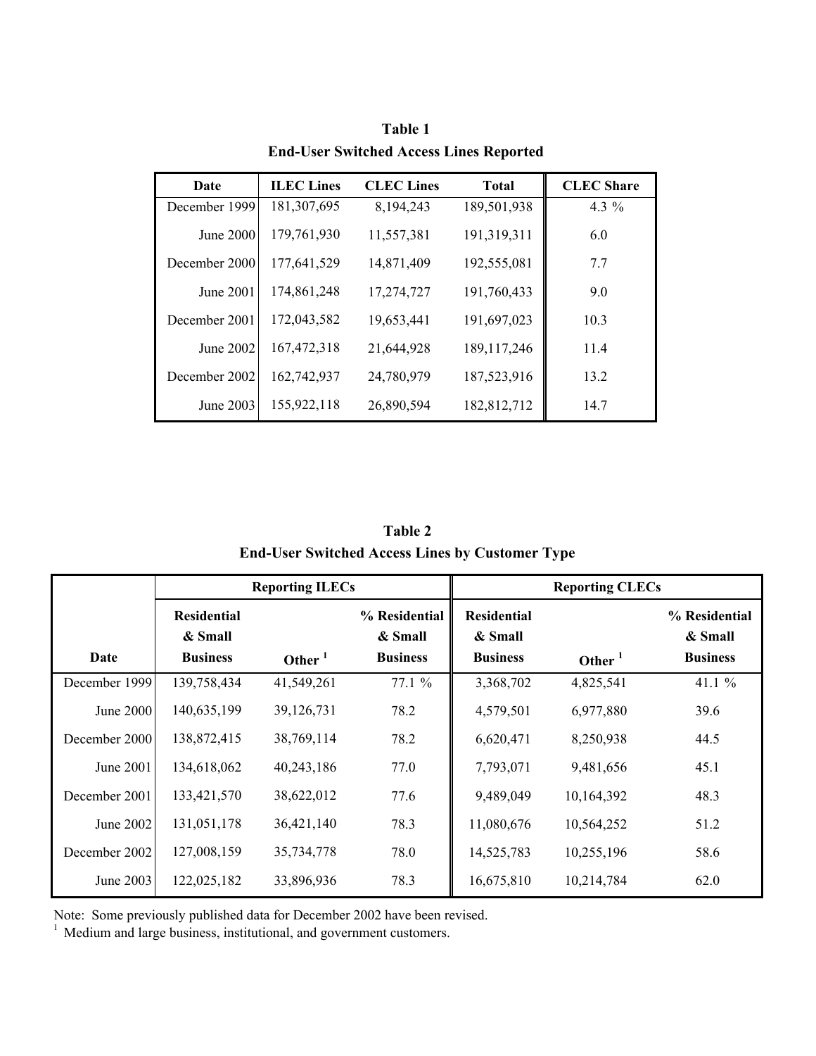**Table 1**
**End-User Switched Access Lines Reported**

| Date | ILEC Lines | CLEC Lines | Total | CLEC Share |
|---|---|---|---|---|
| December 1999 | 181,307,695 | 8,194,243 | 189,501,938 | 4.3 % |
| June 2000 | 179,761,930 | 11,557,381 | 191,319,311 | 6.0 |
| December 2000 | 177,641,529 | 14,871,409 | 192,555,081 | 7.7 |
| June 2001 | 174,861,248 | 17,274,727 | 191,760,433 | 9.0 |
| December 2001 | 172,043,582 | 19,653,441 | 191,697,023 | 10.3 |
| June 2002 | 167,472,318 | 21,644,928 | 189,117,246 | 11.4 |
| December 2002 | 162,742,937 | 24,780,979 | 187,523,916 | 13.2 |
| June 2003 | 155,922,118 | 26,890,594 | 182,812,712 | 14.7 |

**Table 2**
**End-User Switched Access Lines by Customer Type**

| | Reporting ILECs | | | Reporting CLECs | | |
|---|---|---|---|---|---|---|
| Date | Residential & Small Business | Other [1] | % Residential & Small Business | Residential & Small Business | Other [1] | % Residential & Small Business |
| December 1999 | 139,758,434 | 41,549,261 | 77.1 % | 3,368,702 | 4,825,541 | 41.1 % |
| June 2000 | 140,635,199 | 39,126,731 | 78.2 | 4,579,501 | 6,977,880 | 39.6 |
| December 2000 | 138,872,415 | 38,769,114 | 78.2 | 6,620,471 | 8,250,938 | 44.5 |
| June 2001 | 134,618,062 | 40,243,186 | 77.0 | 7,793,071 | 9,481,656 | 45.1 |
| December 2001 | 133,421,570 | 38,622,012 | 77.6 | 9,489,049 | 10,164,392 | 48.3 |
| June 2002 | 131,051,178 | 36,421,140 | 78.3 | 11,080,676 | 10,564,252 | 51.2 |
| December 2002 | 127,008,159 | 35,734,778 | 78.0 | 14,525,783 | 10,255,196 | 58.6 |
| June 2003 | 122,025,182 | 33,896,936 | 78.3 | 16,675,810 | 10,214,784 | 62.0 |

Note: Some previously published data for December 2002 have been revised.
[1] Medium and large business, institutional, and government customers.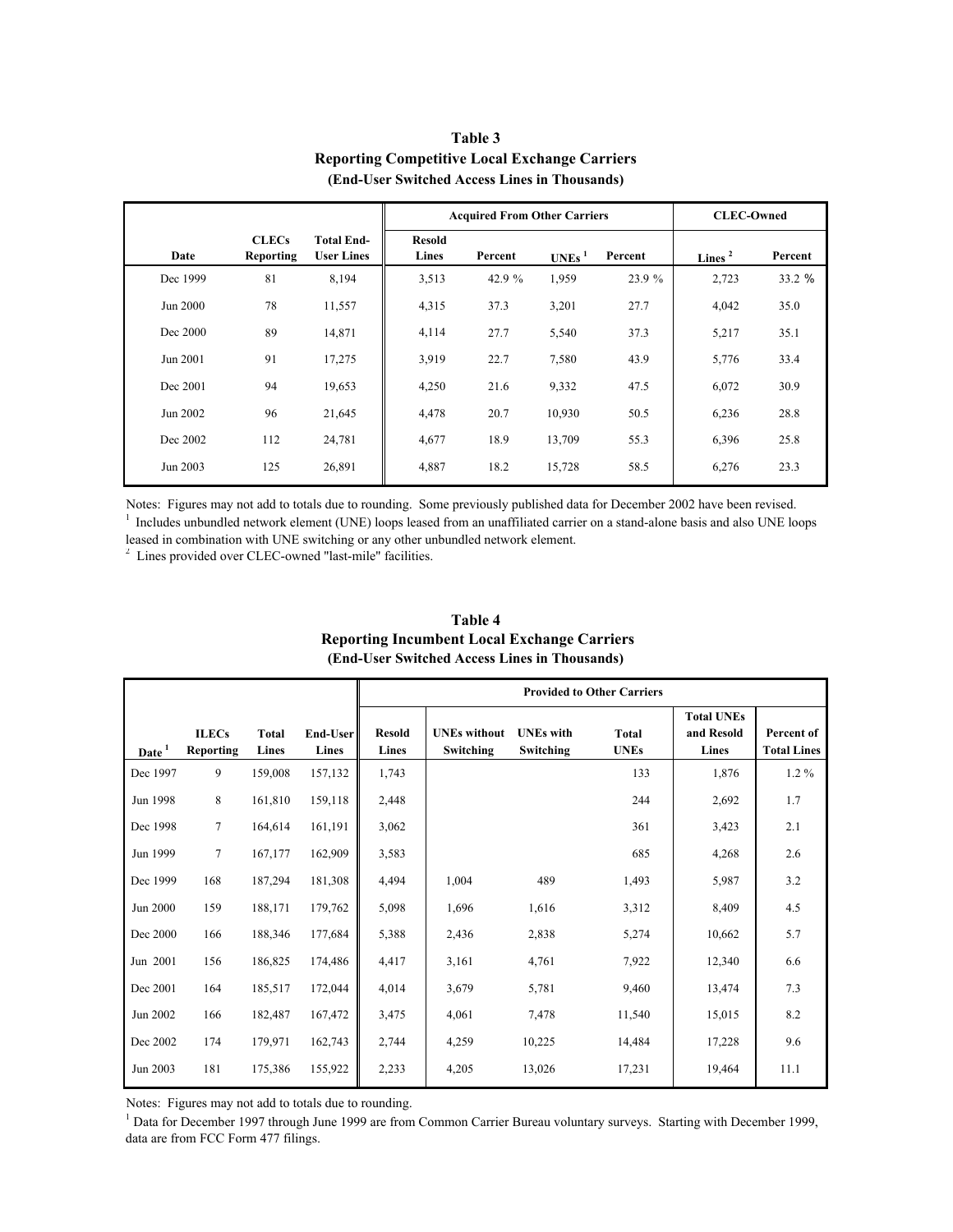**Table 3**
**Reporting Competitive Local Exchange Carriers**
**(End-User Switched Access Lines in Thousands)**

| | | | Acquired From Other Carriers | | | | CLEC-Owned | |
|---|---|---|---|---|---|---|---|---|
| Date | CLECs Reporting | Total End-User Lines | Resold Lines | Percent | UNEs [1] | Percent | Lines [2] | Percent |
| Dec 1999 | 81 | 8,194 | 3,513 | 42.9 % | 1,959 | 23.9 % | 2,723 | 33.2 % |
| Jun 2000 | 78 | 11,557 | 4,315 | 37.3 | 3,201 | 27.7 | 4,042 | 35.0 |
| Dec 2000 | 89 | 14,871 | 4,114 | 27.7 | 5,540 | 37.3 | 5,217 | 35.1 |
| Jun 2001 | 91 | 17,275 | 3,919 | 22.7 | 7,580 | 43.9 | 5,776 | 33.4 |
| Dec 2001 | 94 | 19,653 | 4,250 | 21.6 | 9,332 | 47.5 | 6,072 | 30.9 |
| Jun 2002 | 96 | 21,645 | 4,478 | 20.7 | 10,930 | 50.5 | 6,236 | 28.8 |
| Dec 2002 | 112 | 24,781 | 4,677 | 18.9 | 13,709 | 55.3 | 6,396 | 25.8 |
| Jun 2003 | 125 | 26,891 | 4,887 | 18.2 | 15,728 | 58.5 | 6,276 | 23.3 |

Notes: Figures may not add to totals due to rounding. Some previously published data for December 2002 have been revised.
[1] Includes unbundled network element (UNE) loops leased from an unaffiliated carrier on a stand-alone basis and also UNE loops leased in combination with UNE switching or any other unbundled network element.
[2] Lines provided over CLEC-owned "last-mile" facilities.

**Table 4**
**Reporting Incumbent Local Exchange Carriers**
**(End-User Switched Access Lines in Thousands)**

| | | | | Provided to Other Carriers | | | | | |
|---|---|---|---|---|---|---|---|---|---|
| Date [1] | ILECs Reporting | Total Lines | End-User Lines | Resold Lines | UNEs without Switching | UNEs with Switching | Total UNEs | Total UNEs and Resold Lines | Percent of Total Lines |
| Dec 1997 | 9 | 159,008 | 157,132 | 1,743 | | | 133 | 1,876 | 1.2 % |
| Jun 1998 | 8 | 161,810 | 159,118 | 2,448 | | | 244 | 2,692 | 1.7 |
| Dec 1998 | 7 | 164,614 | 161,191 | 3,062 | | | 361 | 3,423 | 2.1 |
| Jun 1999 | 7 | 167,177 | 162,909 | 3,583 | | | 685 | 4,268 | 2.6 |
| Dec 1999 | 168 | 187,294 | 181,308 | 4,494 | 1,004 | 489 | 1,493 | 5,987 | 3.2 |
| Jun 2000 | 159 | 188,171 | 179,762 | 5,098 | 1,696 | 1,616 | 3,312 | 8,409 | 4.5 |
| Dec 2000 | 166 | 188,346 | 177,684 | 5,388 | 2,436 | 2,838 | 5,274 | 10,662 | 5.7 |
| Jun 2001 | 156 | 186,825 | 174,486 | 4,417 | 3,161 | 4,761 | 7,922 | 12,340 | 6.6 |
| Dec 2001 | 164 | 185,517 | 172,044 | 4,014 | 3,679 | 5,781 | 9,460 | 13,474 | 7.3 |
| Jun 2002 | 166 | 182,487 | 167,472 | 3,475 | 4,061 | 7,478 | 11,540 | 15,015 | 8.2 |
| Dec 2002 | 174 | 179,971 | 162,743 | 2,744 | 4,259 | 10,225 | 14,484 | 17,228 | 9.6 |
| Jun 2003 | 181 | 175,386 | 155,922 | 2,233 | 4,205 | 13,026 | 17,231 | 19,464 | 11.1 |

Notes: Figures may not add to totals due to rounding.
[1] Data for December 1997 through June 1999 are from Common Carrier Bureau voluntary surveys. Starting with December 1999, data are from FCC Form 477 filings.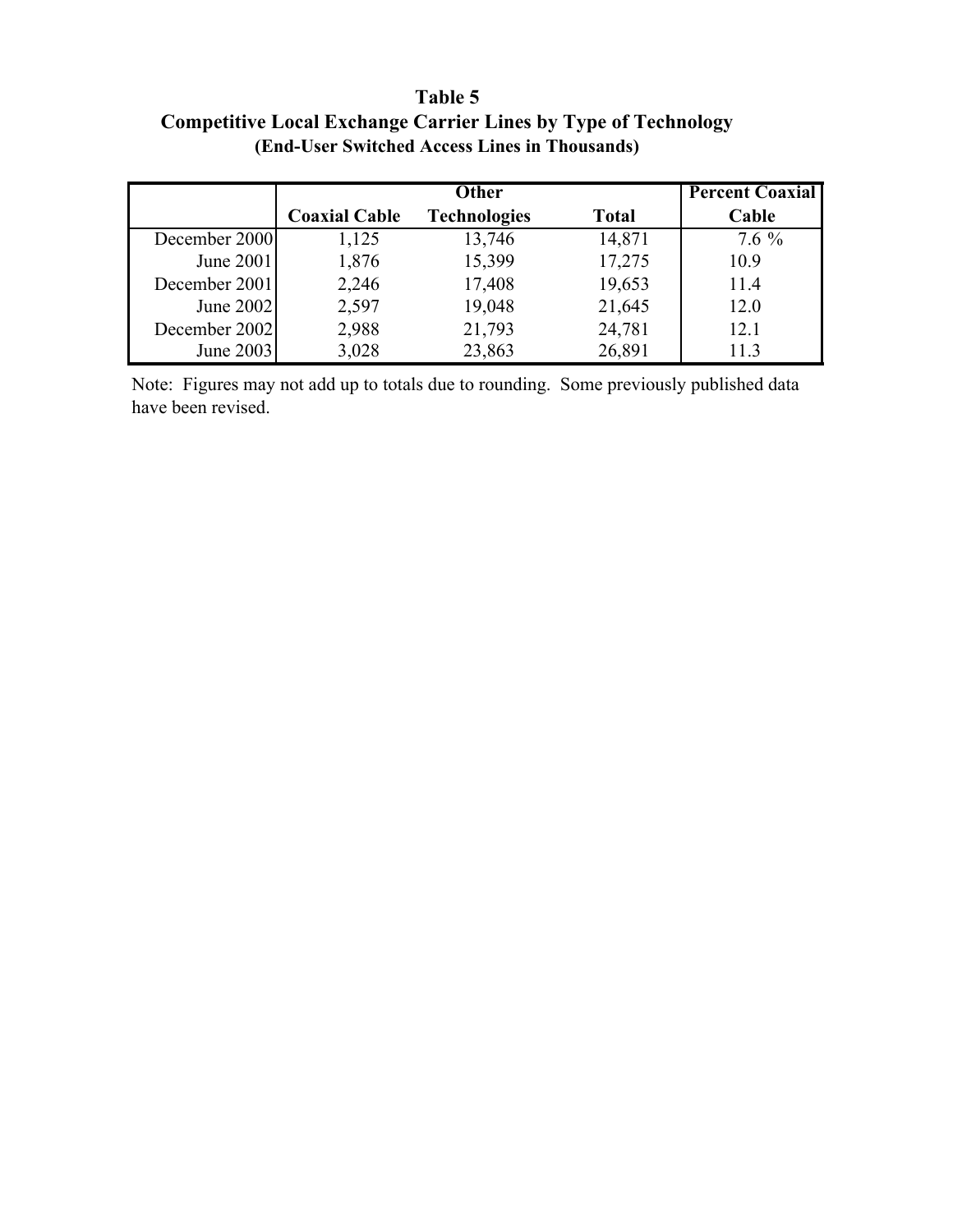**Table 5**
**Competitive Local Exchange Carrier Lines by Type of Technology**
**(End-User Switched Access Lines in Thousands)**

| | Coaxial Cable | Other Technologies | Total | Percent Coaxial Cable |
|---|---|---|---|---|
| December 2000 | 1,125 | 13,746 | 14,871 | 7.6 % |
| June 2001 | 1,876 | 15,399 | 17,275 | 10.9 |
| December 2001 | 2,246 | 17,408 | 19,653 | 11.4 |
| June 2002 | 2,597 | 19,048 | 21,645 | 12.0 |
| December 2002 | 2,988 | 21,793 | 24,781 | 12.1 |
| June 2003 | 3,028 | 23,863 | 26,891 | 11.3 |

Note: Figures may not add up to totals due to rounding. Some previously published data have been revised.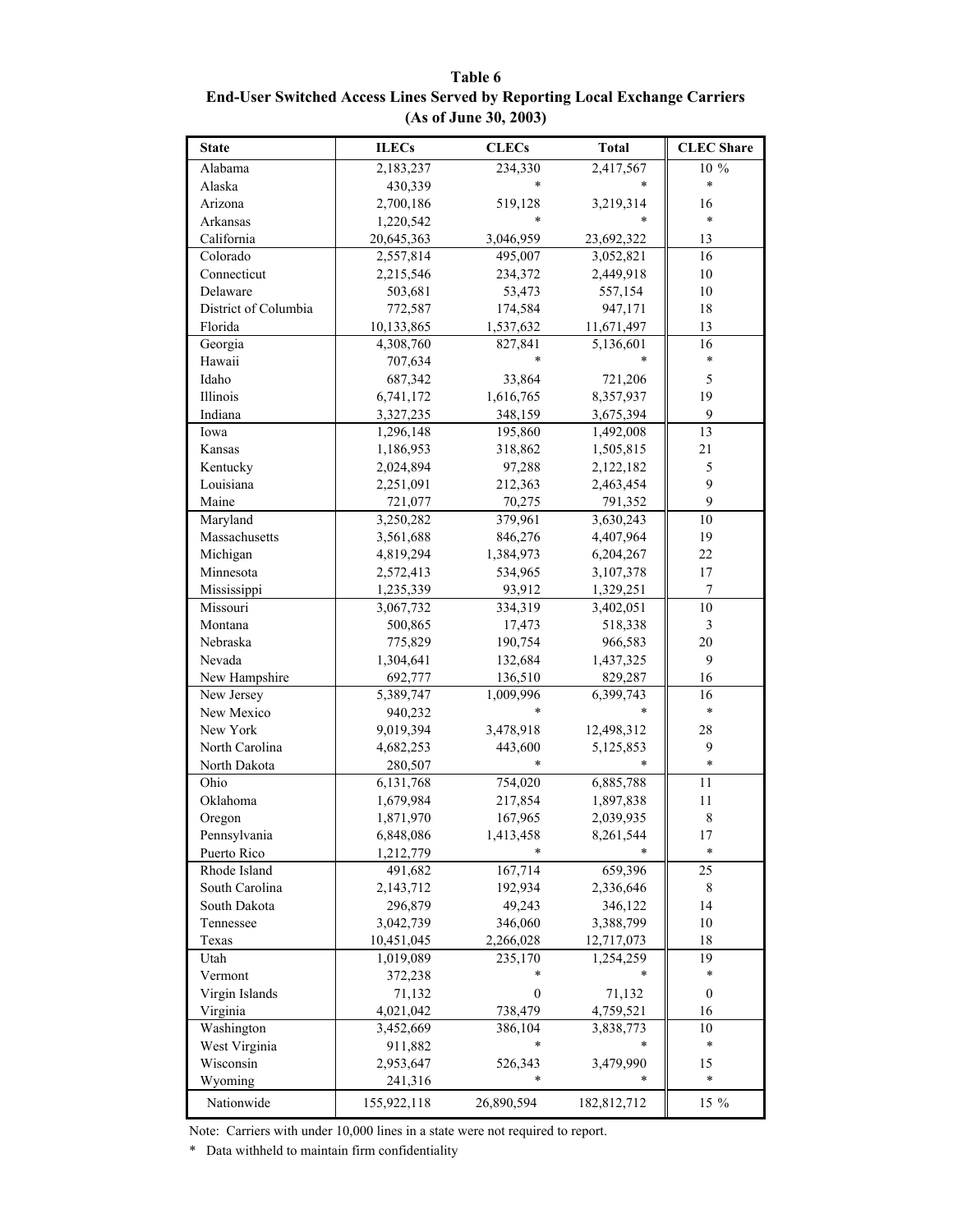**Table 6**
**End-User Switched Access Lines Served by Reporting Local Exchange Carriers**
**(As of June 30, 2003)**

| State | ILECs | CLECs | Total | CLEC Share |
|---|---|---|---|---|
| Alabama | 2,183,237 | 234,330 | 2,417,567 | 10 % |
| Alaska | 430,339 | * | * | * |
| Arizona | 2,700,186 | 519,128 | 3,219,314 | 16 |
| Arkansas | 1,220,542 | * | * | * |
| California | 20,645,363 | 3,046,959 | 23,692,322 | 13 |
| Colorado | 2,557,814 | 495,007 | 3,052,821 | 16 |
| Connecticut | 2,215,546 | 234,372 | 2,449,918 | 10 |
| Delaware | 503,681 | 53,473 | 557,154 | 10 |
| District of Columbia | 772,587 | 174,584 | 947,171 | 18 |
| Florida | 10,133,865 | 1,537,632 | 11,671,497 | 13 |
| Georgia | 4,308,760 | 827,841 | 5,136,601 | 16 |
| Hawaii | 707,634 | * | * | * |
| Idaho | 687,342 | 33,864 | 721,206 | 5 |
| Illinois | 6,741,172 | 1,616,765 | 8,357,937 | 19 |
| Indiana | 3,327,235 | 348,159 | 3,675,394 | 9 |
| Iowa | 1,296,148 | 195,860 | 1,492,008 | 13 |
| Kansas | 1,186,953 | 318,862 | 1,505,815 | 21 |
| Kentucky | 2,024,894 | 97,288 | 2,122,182 | 5 |
| Louisiana | 2,251,091 | 212,363 | 2,463,454 | 9 |
| Maine | 721,077 | 70,275 | 791,352 | 9 |
| Maryland | 3,250,282 | 379,961 | 3,630,243 | 10 |
| Massachusetts | 3,561,688 | 846,276 | 4,407,964 | 19 |
| Michigan | 4,819,294 | 1,384,973 | 6,204,267 | 22 |
| Minnesota | 2,572,413 | 534,965 | 3,107,378 | 17 |
| Mississippi | 1,235,339 | 93,912 | 1,329,251 | 7 |
| Missouri | 3,067,732 | 334,319 | 3,402,051 | 10 |
| Montana | 500,865 | 17,473 | 518,338 | 3 |
| Nebraska | 775,829 | 190,754 | 966,583 | 20 |
| Nevada | 1,304,641 | 132,684 | 1,437,325 | 9 |
| New Hampshire | 692,777 | 136,510 | 829,287 | 16 |
| New Jersey | 5,389,747 | 1,009,996 | 6,399,743 | 16 |
| New Mexico | 940,232 | * | * | * |
| New York | 9,019,394 | 3,478,918 | 12,498,312 | 28 |
| North Carolina | 4,682,253 | 443,600 | 5,125,853 | 9 |
| North Dakota | 280,507 | * | * | * |
| Ohio | 6,131,768 | 754,020 | 6,885,788 | 11 |
| Oklahoma | 1,679,984 | 217,854 | 1,897,838 | 11 |
| Oregon | 1,871,970 | 167,965 | 2,039,935 | 8 |
| Pennsylvania | 6,848,086 | 1,413,458 | 8,261,544 | 17 |
| Puerto Rico | 1,212,779 | * | * | * |
| Rhode Island | 491,682 | 167,714 | 659,396 | 25 |
| South Carolina | 2,143,712 | 192,934 | 2,336,646 | 8 |
| South Dakota | 296,879 | 49,243 | 346,122 | 14 |
| Tennessee | 3,042,739 | 346,060 | 3,388,799 | 10 |
| Texas | 10,451,045 | 2,266,028 | 12,717,073 | 18 |
| Utah | 1,019,089 | 235,170 | 1,254,259 | 19 |
| Vermont | 372,238 | * | * | * |
| Virgin Islands | 71,132 | 0 | 71,132 | 0 |
| Virginia | 4,021,042 | 738,479 | 4,759,521 | 16 |
| Washington | 3,452,669 | 386,104 | 3,838,773 | 10 |
| West Virginia | 911,882 | * | * | * |
| Wisconsin | 2,953,647 | 526,343 | 3,479,990 | 15 |
| Wyoming | 241,316 | * | * | * |
| Nationwide | 155,922,118 | 26,890,594 | 182,812,712 | 15 % |

Note: Carriers with under 10,000 lines in a state were not required to report.

\* Data withheld to maintain firm confidentiality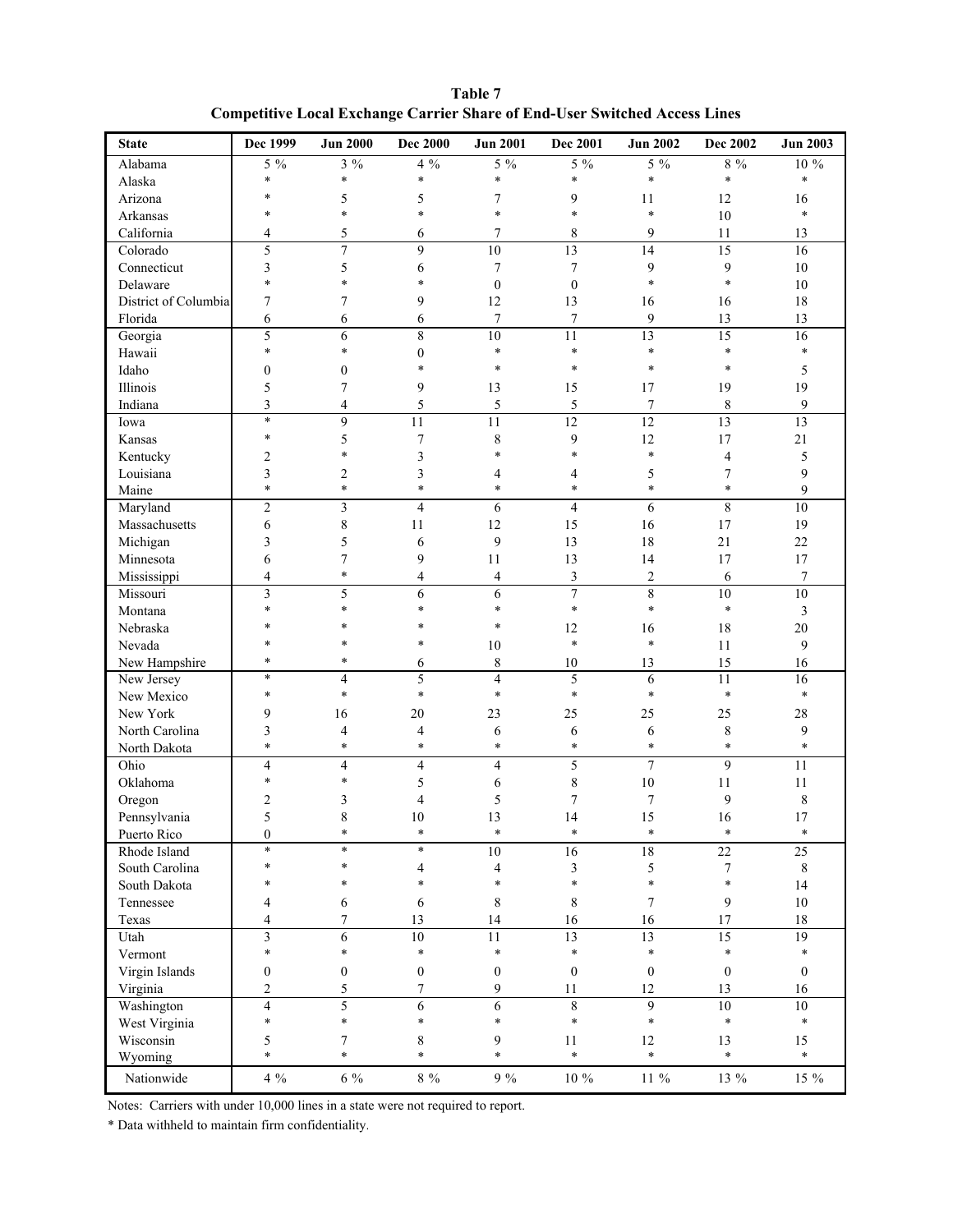**Table 7**
**Competitive Local Exchange Carrier Share of End-User Switched Access Lines**

| State | Dec 1999 | Jun 2000 | Dec 2000 | Jun 2001 | Dec 2001 | Jun 2002 | Dec 2002 | Jun 2003 |
|---|---|---|---|---|---|---|---|---|
| Alabama | 5 % | 3 % | 4 % | 5 % | 5 % | 5 % | 8 % | 10 % |
| Alaska | * | * | * | * | * | * | * | * |
| Arizona | * | 5 | 5 | 7 | 9 | 11 | 12 | 16 |
| Arkansas | * | * | * | * | * | * | 10 | * |
| California | 4 | 5 | 6 | 7 | 8 | 9 | 11 | 13 |
| Colorado | 5 | 7 | 9 | 10 | 13 | 14 | 15 | 16 |
| Connecticut | 3 | 5 | 6 | 7 | 7 | 9 | 9 | 10 |
| Delaware | * | * | * | 0 | 0 | * | * | 10 |
| District of Columbia | 7 | 7 | 9 | 12 | 13 | 16 | 16 | 18 |
| Florida | 6 | 6 | 6 | 7 | 7 | 9 | 13 | 13 |
| Georgia | 5 | 6 | 8 | 10 | 11 | 13 | 15 | 16 |
| Hawaii | * | * | 0 | * | * | * | * | * |
| Idaho | 0 | 0 | * | * | * | * | * | 5 |
| Illinois | 5 | 7 | 9 | 13 | 15 | 17 | 19 | 19 |
| Indiana | 3 | 4 | 5 | 5 | 5 | 7 | 8 | 9 |
| Iowa | * | 9 | 11 | 11 | 12 | 12 | 13 | 13 |
| Kansas | * | 5 | 7 | 8 | 9 | 12 | 17 | 21 |
| Kentucky | 2 | * | 3 | * | * | * | 4 | 5 |
| Louisiana | 3 | 2 | 3 | 4 | 4 | 5 | 7 | 9 |
| Maine | * | * | * | * | * | * | * | 9 |
| Maryland | 2 | 3 | 4 | 6 | 4 | 6 | 8 | 10 |
| Massachusetts | 6 | 8 | 11 | 12 | 15 | 16 | 17 | 19 |
| Michigan | 3 | 5 | 6 | 9 | 13 | 18 | 21 | 22 |
| Minnesota | 6 | 7 | 9 | 11 | 13 | 14 | 17 | 17 |
| Mississippi | 4 | * | 4 | 4 | 3 | 2 | 6 | 7 |
| Missouri | 3 | 5 | 6 | 6 | 7 | 8 | 10 | 10 |
| Montana | * | * | * | * | * | * | * | 3 |
| Nebraska | * | * | * | * | 12 | 16 | 18 | 20 |
| Nevada | * | * | * | 10 | * | * | 11 | 9 |
| New Hampshire | * | * | 6 | 8 | 10 | 13 | 15 | 16 |
| New Jersey | * | 4 | 5 | 4 | 5 | 6 | 11 | 16 |
| New Mexico | * | * | * | * | * | * | * | * |
| New York | 9 | 16 | 20 | 23 | 25 | 25 | 25 | 28 |
| North Carolina | 3 | 4 | 4 | 6 | 6 | 6 | 8 | 9 |
| North Dakota | * | * | * | * | * | * | * | * |
| Ohio | 4 | 4 | 4 | 4 | 5 | 7 | 9 | 11 |
| Oklahoma | * | * | 5 | 6 | 8 | 10 | 11 | 11 |
| Oregon | 2 | 3 | 4 | 5 | 7 | 7 | 9 | 8 |
| Pennsylvania | 5 | 8 | 10 | 13 | 14 | 15 | 16 | 17 |
| Puerto Rico | 0 | * | * | * | * | * | * | * |
| Rhode Island | * | * | * | 10 | 16 | 18 | 22 | 25 |
| South Carolina | * | * | 4 | 4 | 3 | 5 | 7 | 8 |
| South Dakota | * | * | * | * | * | * | * | 14 |
| Tennessee | 4 | 6 | 6 | 8 | 8 | 7 | 9 | 10 |
| Texas | 4 | 7 | 13 | 14 | 16 | 16 | 17 | 18 |
| Utah | 3 | 6 | 10 | 11 | 13 | 13 | 15 | 19 |
| Vermont | * | * | * | * | * | * | * | * |
| Virgin Islands | 0 | 0 | 0 | 0 | 0 | 0 | 0 | 0 |
| Virginia | 2 | 5 | 7 | 9 | 11 | 12 | 13 | 16 |
| Washington | 4 | 5 | 6 | 6 | 8 | 9 | 10 | 10 |
| West Virginia | * | * | * | * | * | * | * | * |
| Wisconsin | 5 | 7 | 8 | 9 | 11 | 12 | 13 | 15 |
| Wyoming | * | * | * | * | * | * | * | * |
| Nationwide | 4 % | 6 % | 8 % | 9 % | 10 % | 11 % | 13 % | 15 % |

Notes: Carriers with under 10,000 lines in a state were not required to report.

* Data withheld to maintain firm confidentiality.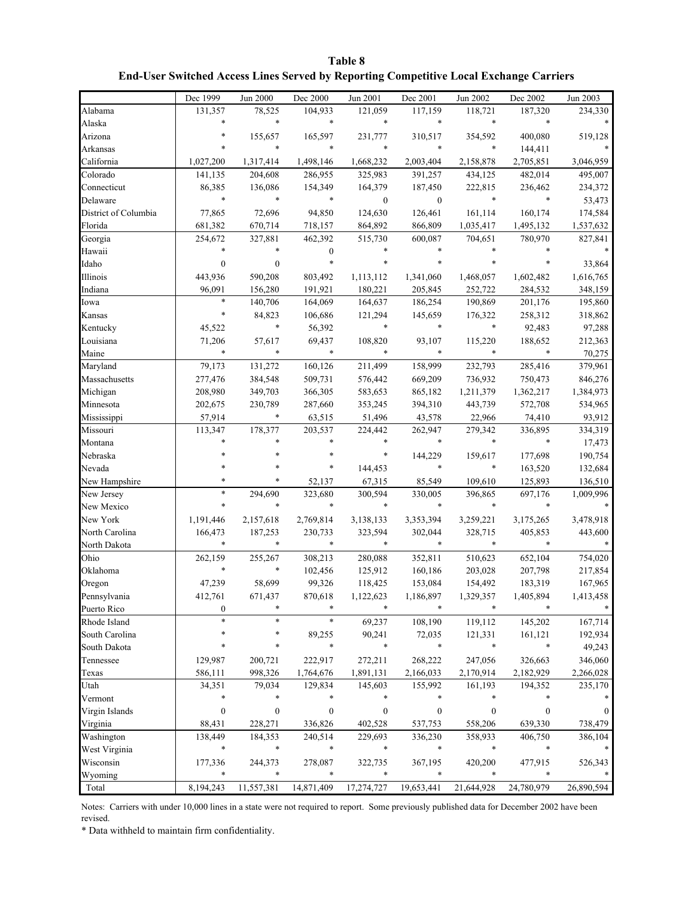**Table 8**
**End-User Switched Access Lines Served by Reporting Competitive Local Exchange Carriers**

| | Dec 1999 | Jun 2000 | Dec 2000 | Jun 2001 | Dec 2001 | Jun 2002 | Dec 2002 | Jun 2003 |
|---|---|---|---|---|---|---|---|---|
| Alabama | 131,357 | 78,525 | 104,933 | 121,059 | 117,159 | 118,721 | 187,320 | 234,330 |
| Alaska | * | * | * | * | * | * | * | * |
| Arizona | * | 155,657 | 165,597 | 231,777 | 310,517 | 354,592 | 400,080 | 519,128 |
| Arkansas | * | * | * | * | * | * | 144,411 | * |
| California | 1,027,200 | 1,317,414 | 1,498,146 | 1,668,232 | 2,003,404 | 2,158,878 | 2,705,851 | 3,046,959 |
| Colorado | 141,135 | 204,608 | 286,955 | 325,983 | 391,257 | 434,125 | 482,014 | 495,007 |
| Connecticut | 86,385 | 136,086 | 154,349 | 164,379 | 187,450 | 222,815 | 236,462 | 234,372 |
| Delaware | * | * | * | 0 | 0 | * | * | 53,473 |
| District of Columbia | 77,865 | 72,696 | 94,850 | 124,630 | 126,461 | 161,114 | 160,174 | 174,584 |
| Florida | 681,382 | 670,714 | 718,157 | 864,892 | 866,809 | 1,035,417 | 1,495,132 | 1,537,632 |
| Georgia | 254,672 | 327,881 | 462,392 | 515,730 | 600,087 | 704,651 | 780,970 | 827,841 |
| Hawaii | * | * | 0 | * | * | * | * | * |
| Idaho | 0 | 0 | * | * | * | * | * | 33,864 |
| Illinois | 443,936 | 590,208 | 803,492 | 1,113,112 | 1,341,060 | 1,468,057 | 1,602,482 | 1,616,765 |
| Indiana | 96,091 | 156,280 | 191,921 | 180,221 | 205,845 | 252,722 | 284,532 | 348,159 |
| Iowa | * | 140,706 | 164,069 | 164,637 | 186,254 | 190,869 | 201,176 | 195,860 |
| Kansas | * | 84,823 | 106,686 | 121,294 | 145,659 | 176,322 | 258,312 | 318,862 |
| Kentucky | 45,522 | * | 56,392 | * | * | * | 92,483 | 97,288 |
| Louisiana | 71,206 | 57,617 | 69,437 | 108,820 | 93,107 | 115,220 | 188,652 | 212,363 |
| Maine | * | * | * | * | * | * | * | 70,275 |
| Maryland | 79,173 | 131,272 | 160,126 | 211,499 | 158,999 | 232,793 | 285,416 | 379,961 |
| Massachusetts | 277,476 | 384,548 | 509,731 | 576,442 | 669,209 | 736,932 | 750,473 | 846,276 |
| Michigan | 208,980 | 349,703 | 366,305 | 583,653 | 865,182 | 1,211,379 | 1,362,217 | 1,384,973 |
| Minnesota | 202,675 | 230,789 | 287,660 | 353,245 | 394,310 | 443,739 | 572,708 | 534,965 |
| Mississippi | 57,914 | * | 63,515 | 51,496 | 43,578 | 22,966 | 74,410 | 93,912 |
| Missouri | 113,347 | 178,377 | 203,537 | 224,442 | 262,947 | 279,342 | 336,895 | 334,319 |
| Montana | * | * | * | * | * | * | * | 17,473 |
| Nebraska | * | * | * | * | 144,229 | 159,617 | 177,698 | 190,754 |
| Nevada | * | * | * | 144,453 | * | * | 163,520 | 132,684 |
| New Hampshire | * | * | 52,137 | 67,315 | 85,549 | 109,610 | 125,893 | 136,510 |
| New Jersey | * | 294,690 | 323,680 | 300,594 | 330,005 | 396,865 | 697,176 | 1,009,996 |
| New Mexico | * | * | * | * | * | * | * | * |
| New York | 1,191,446 | 2,157,618 | 2,769,814 | 3,138,133 | 3,353,394 | 3,259,221 | 3,175,265 | 3,478,918 |
| North Carolina | 166,473 | 187,253 | 230,733 | 323,594 | 302,044 | 328,715 | 405,853 | 443,600 |
| North Dakota | * | * | * | * | * | * | * | * |
| Ohio | 262,159 | 255,267 | 308,213 | 280,088 | 352,811 | 510,623 | 652,104 | 754,020 |
| Oklahoma | * | * | 102,456 | 125,912 | 160,186 | 203,028 | 207,798 | 217,854 |
| Oregon | 47,239 | 58,699 | 99,326 | 118,425 | 153,084 | 154,492 | 183,319 | 167,965 |
| Pennsylvania | 412,761 | 671,437 | 870,618 | 1,122,623 | 1,186,897 | 1,329,357 | 1,405,894 | 1,413,458 |
| Puerto Rico | 0 | * | * | * | * | * | * | * |
| Rhode Island | * | * | * | 69,237 | 108,190 | 119,112 | 145,202 | 167,714 |
| South Carolina | * | * | 89,255 | 90,241 | 72,035 | 121,331 | 161,121 | 192,934 |
| South Dakota | * | * | * | * | * | * | * | 49,243 |
| Tennessee | 129,987 | 200,721 | 222,917 | 272,211 | 268,222 | 247,056 | 326,663 | 346,060 |
| Texas | 586,111 | 998,326 | 1,764,676 | 1,891,131 | 2,166,033 | 2,170,914 | 2,182,929 | 2,266,028 |
| Utah | 34,351 | 79,034 | 129,834 | 145,603 | 155,992 | 161,193 | 194,352 | 235,170 |
| Vermont | * | * | * | * | * | * | * | * |
| Virgin Islands | 0 | 0 | 0 | 0 | 0 | 0 | 0 | 0 |
| Virginia | 88,431 | 228,271 | 336,826 | 402,528 | 537,753 | 558,206 | 639,330 | 738,479 |
| Washington | 138,449 | 184,353 | 240,514 | 229,693 | 336,230 | 358,933 | 406,750 | 386,104 |
| West Virginia | * | * | * | * | * | * | * | * |
| Wisconsin | 177,336 | 244,373 | 278,087 | 322,735 | 367,195 | 420,200 | 477,915 | 526,343 |
| Wyoming | * | * | * | * | * | * | * | * |
| Total | 8,194,243 | 11,557,381 | 14,871,409 | 17,274,727 | 19,653,441 | 21,644,928 | 24,780,979 | 26,890,594 |

Notes: Carriers with under 10,000 lines in a state were not required to report. Some previously published data for December 2002 have been revised.

* Data withheld to maintain firm confidentiality.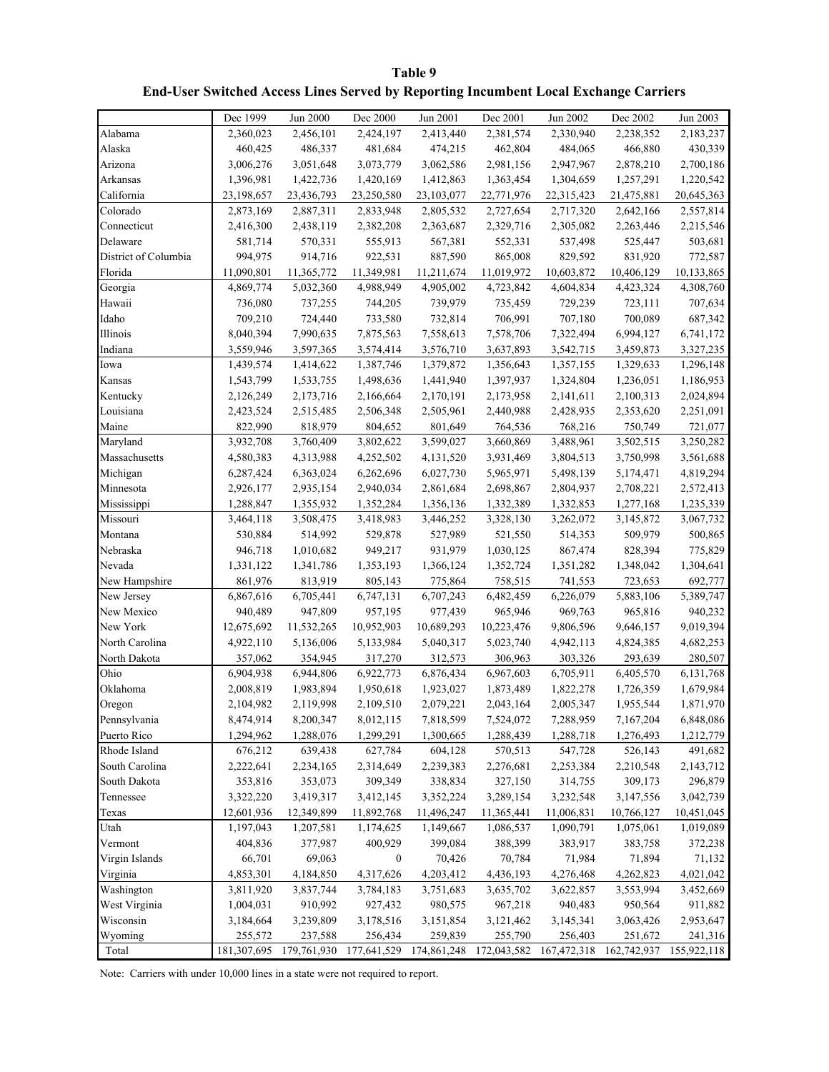**Table 9**

**End-User Switched Access Lines Served by Reporting Incumbent Local Exchange Carriers**

| | Dec 1999 | Jun 2000 | Dec 2000 | Jun 2001 | Dec 2001 | Jun 2002 | Dec 2002 | Jun 2003 |
|---|---|---|---|---|---|---|---|---|
| Alabama | 2,360,023 | 2,456,101 | 2,424,197 | 2,413,440 | 2,381,574 | 2,330,940 | 2,238,352 | 2,183,237 |
| Alaska | 460,425 | 486,337 | 481,684 | 474,215 | 462,804 | 484,065 | 466,880 | 430,339 |
| Arizona | 3,006,276 | 3,051,648 | 3,073,779 | 3,062,586 | 2,981,156 | 2,947,967 | 2,878,210 | 2,700,186 |
| Arkansas | 1,396,981 | 1,422,736 | 1,420,169 | 1,412,863 | 1,363,454 | 1,304,659 | 1,257,291 | 1,220,542 |
| California | 23,198,657 | 23,436,793 | 23,250,580 | 23,103,077 | 22,771,976 | 22,315,423 | 21,475,881 | 20,645,363 |
| Colorado | 2,873,169 | 2,887,311 | 2,833,948 | 2,805,532 | 2,727,654 | 2,717,320 | 2,642,166 | 2,557,814 |
| Connecticut | 2,416,300 | 2,438,119 | 2,382,208 | 2,363,687 | 2,329,716 | 2,305,082 | 2,263,446 | 2,215,546 |
| Delaware | 581,714 | 570,331 | 555,913 | 567,381 | 552,331 | 537,498 | 525,447 | 503,681 |
| District of Columbia | 994,975 | 914,716 | 922,531 | 887,590 | 865,008 | 829,592 | 831,920 | 772,587 |
| Florida | 11,090,801 | 11,365,772 | 11,349,981 | 11,211,674 | 11,019,972 | 10,603,872 | 10,406,129 | 10,133,865 |
| Georgia | 4,869,774 | 5,032,360 | 4,988,949 | 4,905,002 | 4,723,842 | 4,604,834 | 4,423,324 | 4,308,760 |
| Hawaii | 736,080 | 737,255 | 744,205 | 739,979 | 735,459 | 729,239 | 723,111 | 707,634 |
| Idaho | 709,210 | 724,440 | 733,580 | 732,814 | 706,991 | 707,180 | 700,089 | 687,342 |
| Illinois | 8,040,394 | 7,990,635 | 7,875,563 | 7,558,613 | 7,578,706 | 7,322,494 | 6,994,127 | 6,741,172 |
| Indiana | 3,559,946 | 3,597,365 | 3,574,414 | 3,576,710 | 3,637,893 | 3,542,715 | 3,459,873 | 3,327,235 |
| Iowa | 1,439,574 | 1,414,622 | 1,387,746 | 1,379,872 | 1,356,643 | 1,357,155 | 1,329,633 | 1,296,148 |
| Kansas | 1,543,799 | 1,533,755 | 1,498,636 | 1,441,940 | 1,397,937 | 1,324,804 | 1,236,051 | 1,186,953 |
| Kentucky | 2,126,249 | 2,173,716 | 2,166,664 | 2,170,191 | 2,173,958 | 2,141,611 | 2,100,313 | 2,024,894 |
| Louisiana | 2,423,524 | 2,515,485 | 2,506,348 | 2,505,961 | 2,440,988 | 2,428,935 | 2,353,620 | 2,251,091 |
| Maine | 822,990 | 818,979 | 804,652 | 801,649 | 764,536 | 768,216 | 750,749 | 721,077 |
| Maryland | 3,932,708 | 3,760,409 | 3,802,622 | 3,599,027 | 3,660,869 | 3,488,961 | 3,502,515 | 3,250,282 |
| Massachusetts | 4,580,383 | 4,313,988 | 4,252,502 | 4,131,520 | 3,931,469 | 3,804,513 | 3,750,998 | 3,561,688 |
| Michigan | 6,287,424 | 6,363,024 | 6,262,696 | 6,027,730 | 5,965,971 | 5,498,139 | 5,174,471 | 4,819,294 |
| Minnesota | 2,926,177 | 2,935,154 | 2,940,034 | 2,861,684 | 2,698,867 | 2,804,937 | 2,708,221 | 2,572,413 |
| Mississippi | 1,288,847 | 1,355,932 | 1,352,284 | 1,356,136 | 1,332,389 | 1,332,853 | 1,277,168 | 1,235,339 |
| Missouri | 3,464,118 | 3,508,475 | 3,418,983 | 3,446,252 | 3,328,130 | 3,262,072 | 3,145,872 | 3,067,732 |
| Montana | 530,884 | 514,992 | 529,878 | 527,989 | 521,550 | 514,353 | 509,979 | 500,865 |
| Nebraska | 946,718 | 1,010,682 | 949,217 | 931,979 | 1,030,125 | 867,474 | 828,394 | 775,829 |
| Nevada | 1,331,122 | 1,341,786 | 1,353,193 | 1,366,124 | 1,352,724 | 1,351,282 | 1,348,042 | 1,304,641 |
| New Hampshire | 861,976 | 813,919 | 805,143 | 775,864 | 758,515 | 741,553 | 723,653 | 692,777 |
| New Jersey | 6,867,616 | 6,705,441 | 6,747,131 | 6,707,243 | 6,482,459 | 6,226,079 | 5,883,106 | 5,389,747 |
| New Mexico | 940,489 | 947,809 | 957,195 | 977,439 | 965,946 | 969,763 | 965,816 | 940,232 |
| New York | 12,675,692 | 11,532,265 | 10,952,903 | 10,689,293 | 10,223,476 | 9,806,596 | 9,646,157 | 9,019,394 |
| North Carolina | 4,922,110 | 5,136,006 | 5,133,984 | 5,040,317 | 5,023,740 | 4,942,113 | 4,824,385 | 4,682,253 |
| North Dakota | 357,062 | 354,945 | 317,270 | 312,573 | 306,963 | 303,326 | 293,639 | 280,507 |
| Ohio | 6,904,938 | 6,944,806 | 6,922,773 | 6,876,434 | 6,967,603 | 6,705,911 | 6,405,570 | 6,131,768 |
| Oklahoma | 2,008,819 | 1,983,894 | 1,950,618 | 1,923,027 | 1,873,489 | 1,822,278 | 1,726,359 | 1,679,984 |
| Oregon | 2,104,982 | 2,119,998 | 2,109,510 | 2,079,221 | 2,043,164 | 2,005,347 | 1,955,544 | 1,871,970 |
| Pennsylvania | 8,474,914 | 8,200,347 | 8,012,115 | 7,818,599 | 7,524,072 | 7,288,959 | 7,167,204 | 6,848,086 |
| Puerto Rico | 1,294,962 | 1,288,076 | 1,299,291 | 1,300,665 | 1,288,439 | 1,288,718 | 1,276,493 | 1,212,779 |
| Rhode Island | 676,212 | 639,438 | 627,784 | 604,128 | 570,513 | 547,728 | 526,143 | 491,682 |
| South Carolina | 2,222,641 | 2,234,165 | 2,314,649 | 2,239,383 | 2,276,681 | 2,253,384 | 2,210,548 | 2,143,712 |
| South Dakota | 353,816 | 353,073 | 309,349 | 338,834 | 327,150 | 314,755 | 309,173 | 296,879 |
| Tennessee | 3,322,220 | 3,419,317 | 3,412,145 | 3,352,224 | 3,289,154 | 3,232,548 | 3,147,556 | 3,042,739 |
| Texas | 12,601,936 | 12,349,899 | 11,892,768 | 11,496,247 | 11,365,441 | 11,006,831 | 10,766,127 | 10,451,045 |
| Utah | 1,197,043 | 1,207,581 | 1,174,625 | 1,149,667 | 1,086,537 | 1,090,791 | 1,075,061 | 1,019,089 |
| Vermont | 404,836 | 377,987 | 400,929 | 399,084 | 388,399 | 383,917 | 383,758 | 372,238 |
| Virgin Islands | 66,701 | 69,063 | 0 | 70,426 | 70,784 | 71,984 | 71,894 | 71,132 |
| Virginia | 4,853,301 | 4,184,850 | 4,317,626 | 4,203,412 | 4,436,193 | 4,276,468 | 4,262,823 | 4,021,042 |
| Washington | 3,811,920 | 3,837,744 | 3,784,183 | 3,751,683 | 3,635,702 | 3,622,857 | 3,553,994 | 3,452,669 |
| West Virginia | 1,004,031 | 910,992 | 927,432 | 980,575 | 967,218 | 940,483 | 950,564 | 911,882 |
| Wisconsin | 3,184,664 | 3,239,809 | 3,178,516 | 3,151,854 | 3,121,462 | 3,145,341 | 3,063,426 | 2,953,647 |
| Wyoming | 255,572 | 237,588 | 256,434 | 259,839 | 255,790 | 256,403 | 251,672 | 241,316 |
| Total | 181,307,695 | 179,761,930 | 177,641,529 | 174,861,248 | 172,043,582 | 167,472,318 | 162,742,937 | 155,922,118 |

Note: Carriers with under 10,000 lines in a state were not required to report.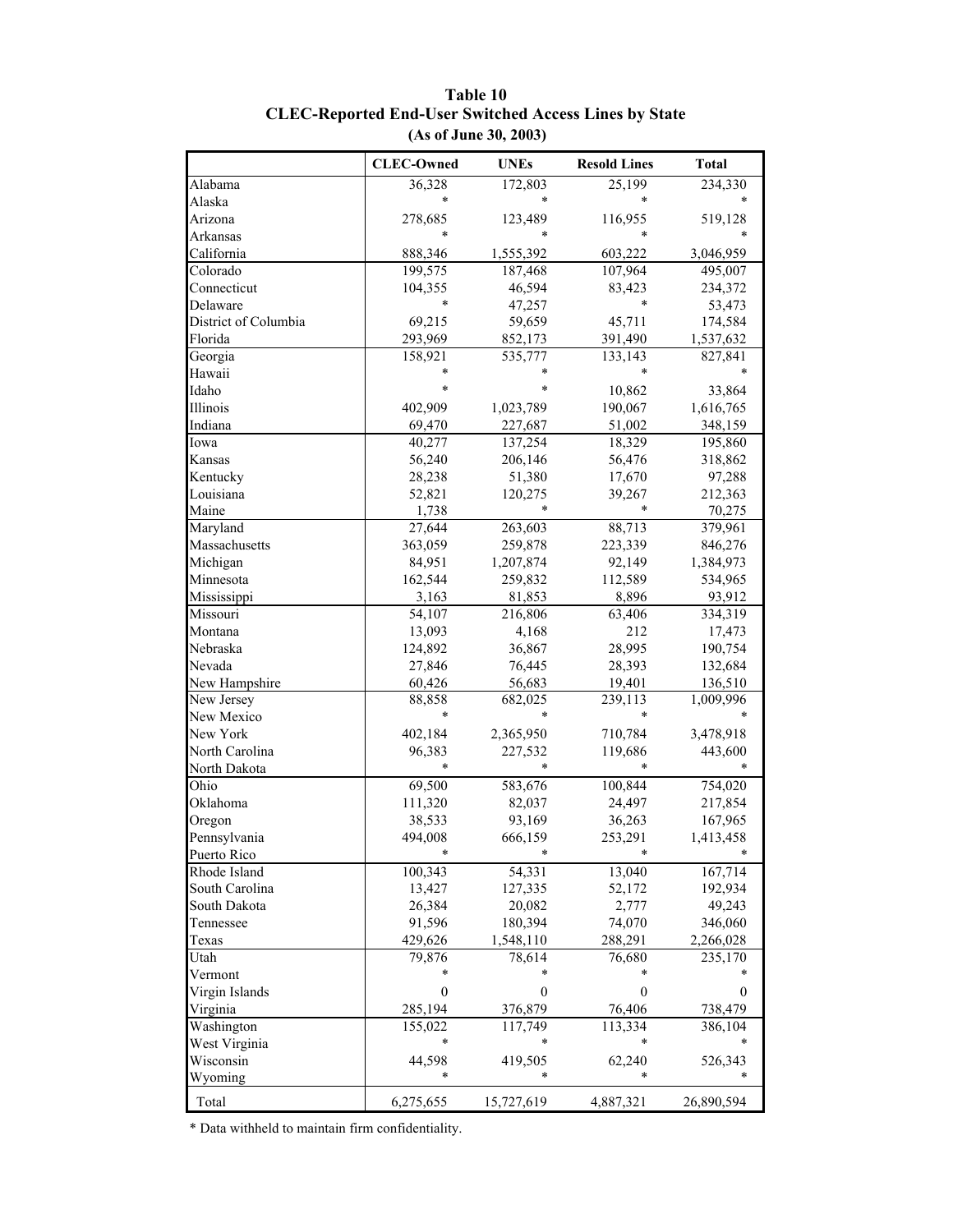**Table 10**
**CLEC-Reported End-User Switched Access Lines by State**
**(As of June 30, 2003)**

| | CLEC-Owned | UNEs | Resold Lines | Total |
|---|---|---|---|---|
| Alabama | 36,328 | 172,803 | 25,199 | 234,330 |
| Alaska | * | * | * | * |
| Arizona | 278,685 | 123,489 | 116,955 | 519,128 |
| Arkansas | * | * | * | * |
| California | 888,346 | 1,555,392 | 603,222 | 3,046,959 |
| Colorado | 199,575 | 187,468 | 107,964 | 495,007 |
| Connecticut | 104,355 | 46,594 | 83,423 | 234,372 |
| Delaware | * | 47,257 | * | 53,473 |
| District of Columbia | 69,215 | 59,659 | 45,711 | 174,584 |
| Florida | 293,969 | 852,173 | 391,490 | 1,537,632 |
| Georgia | 158,921 | 535,777 | 133,143 | 827,841 |
| Hawaii | * | * | * | * |
| Idaho | * | * | 10,862 | 33,864 |
| Illinois | 402,909 | 1,023,789 | 190,067 | 1,616,765 |
| Indiana | 69,470 | 227,687 | 51,002 | 348,159 |
| Iowa | 40,277 | 137,254 | 18,329 | 195,860 |
| Kansas | 56,240 | 206,146 | 56,476 | 318,862 |
| Kentucky | 28,238 | 51,380 | 17,670 | 97,288 |
| Louisiana | 52,821 | 120,275 | 39,267 | 212,363 |
| Maine | 1,738 | * | * | 70,275 |
| Maryland | 27,644 | 263,603 | 88,713 | 379,961 |
| Massachusetts | 363,059 | 259,878 | 223,339 | 846,276 |
| Michigan | 84,951 | 1,207,874 | 92,149 | 1,384,973 |
| Minnesota | 162,544 | 259,832 | 112,589 | 534,965 |
| Mississippi | 3,163 | 81,853 | 8,896 | 93,912 |
| Missouri | 54,107 | 216,806 | 63,406 | 334,319 |
| Montana | 13,093 | 4,168 | 212 | 17,473 |
| Nebraska | 124,892 | 36,867 | 28,995 | 190,754 |
| Nevada | 27,846 | 76,445 | 28,393 | 132,684 |
| New Hampshire | 60,426 | 56,683 | 19,401 | 136,510 |
| New Jersey | 88,858 | 682,025 | 239,113 | 1,009,996 |
| New Mexico | * | * | * | * |
| New York | 402,184 | 2,365,950 | 710,784 | 3,478,918 |
| North Carolina | 96,383 | 227,532 | 119,686 | 443,600 |
| North Dakota | * | * | * | * |
| Ohio | 69,500 | 583,676 | 100,844 | 754,020 |
| Oklahoma | 111,320 | 82,037 | 24,497 | 217,854 |
| Oregon | 38,533 | 93,169 | 36,263 | 167,965 |
| Pennsylvania | 494,008 | 666,159 | 253,291 | 1,413,458 |
| Puerto Rico | * | * | * | * |
| Rhode Island | 100,343 | 54,331 | 13,040 | 167,714 |
| South Carolina | 13,427 | 127,335 | 52,172 | 192,934 |
| South Dakota | 26,384 | 20,082 | 2,777 | 49,243 |
| Tennessee | 91,596 | 180,394 | 74,070 | 346,060 |
| Texas | 429,626 | 1,548,110 | 288,291 | 2,266,028 |
| Utah | 79,876 | 78,614 | 76,680 | 235,170 |
| Vermont | * | * | * | * |
| Virgin Islands | 0 | 0 | 0 | 0 |
| Virginia | 285,194 | 376,879 | 76,406 | 738,479 |
| Washington | 155,022 | 117,749 | 113,334 | 386,104 |
| West Virginia | * | * | * | * |
| Wisconsin | 44,598 | 419,505 | 62,240 | 526,343 |
| Wyoming | * | * | * | * |
| Total | 6,275,655 | 15,727,619 | 4,887,321 | 26,890,594 |

* Data withheld to maintain firm confidentiality.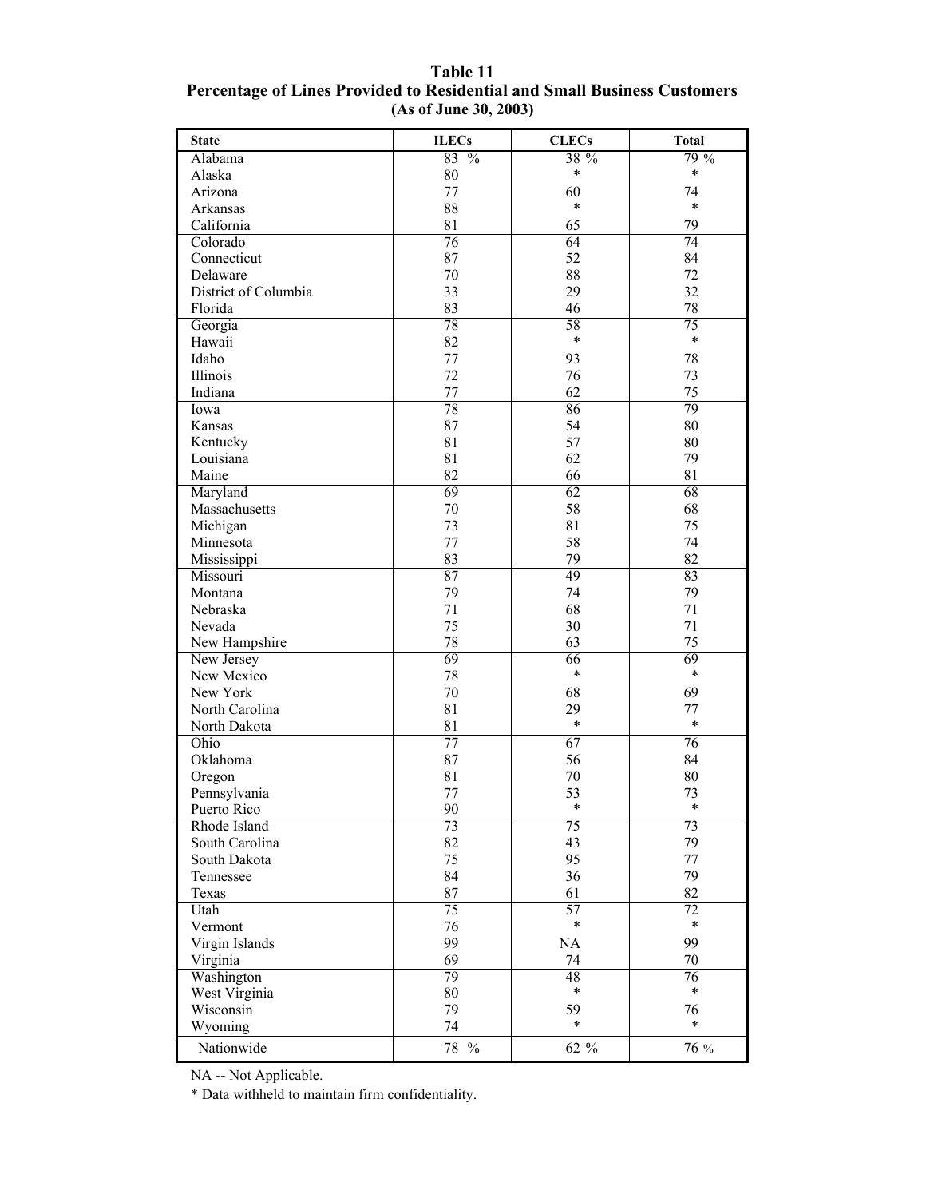**Table 11**
**Percentage of Lines Provided to Residential and Small Business Customers**
**(As of June 30, 2003)**

| State | ILECs | CLECs | Total |
|---|---|---|---|
| Alabama | 83 % | 38 % | 79 % |
| Alaska | 80 | * | * |
| Arizona | 77 | 60 | 74 |
| Arkansas | 88 | * | * |
| California | 81 | 65 | 79 |
| Colorado | 76 | 64 | 74 |
| Connecticut | 87 | 52 | 84 |
| Delaware | 70 | 88 | 72 |
| District of Columbia | 33 | 29 | 32 |
| Florida | 83 | 46 | 78 |
| Georgia | 78 | 58 | 75 |
| Hawaii | 82 | * | * |
| Idaho | 77 | 93 | 78 |
| Illinois | 72 | 76 | 73 |
| Indiana | 77 | 62 | 75 |
| Iowa | 78 | 86 | 79 |
| Kansas | 87 | 54 | 80 |
| Kentucky | 81 | 57 | 80 |
| Louisiana | 81 | 62 | 79 |
| Maine | 82 | 66 | 81 |
| Maryland | 69 | 62 | 68 |
| Massachusetts | 70 | 58 | 68 |
| Michigan | 73 | 81 | 75 |
| Minnesota | 77 | 58 | 74 |
| Mississippi | 83 | 79 | 82 |
| Missouri | 87 | 49 | 83 |
| Montana | 79 | 74 | 79 |
| Nebraska | 71 | 68 | 71 |
| Nevada | 75 | 30 | 71 |
| New Hampshire | 78 | 63 | 75 |
| New Jersey | 69 | 66 | 69 |
| New Mexico | 78 | * | * |
| New York | 70 | 68 | 69 |
| North Carolina | 81 | 29 | 77 |
| North Dakota | 81 | * | * |
| Ohio | 77 | 67 | 76 |
| Oklahoma | 87 | 56 | 84 |
| Oregon | 81 | 70 | 80 |
| Pennsylvania | 77 | 53 | 73 |
| Puerto Rico | 90 | * | * |
| Rhode Island | 73 | 75 | 73 |
| South Carolina | 82 | 43 | 79 |
| South Dakota | 75 | 95 | 77 |
| Tennessee | 84 | 36 | 79 |
| Texas | 87 | 61 | 82 |
| Utah | 75 | 57 | 72 |
| Vermont | 76 | * | * |
| Virgin Islands | 99 | NA | 99 |
| Virginia | 69 | 74 | 70 |
| Washington | 79 | 48 | 76 |
| West Virginia | 80 | * | * |
| Wisconsin | 79 | 59 | 76 |
| Wyoming | 74 | * | * |
| Nationwide | 78 % | 62 % | 76 % |

NA -- Not Applicable.

* Data withheld to maintain firm confidentiality.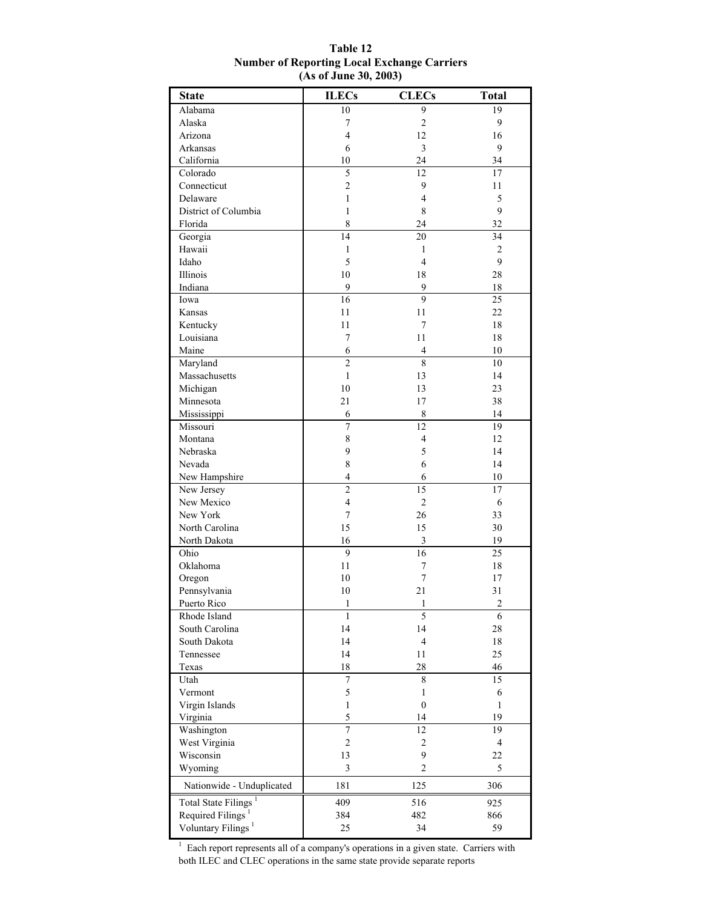**Table 12**
**Number of Reporting Local Exchange Carriers**
**(As of June 30, 2003)**

| State | ILECs | CLECs | Total |
|---|---|---|---|
| Alabama | 10 | 9 | 19 |
| Alaska | 7 | 2 | 9 |
| Arizona | 4 | 12 | 16 |
| Arkansas | 6 | 3 | 9 |
| California | 10 | 24 | 34 |
| Colorado | 5 | 12 | 17 |
| Connecticut | 2 | 9 | 11 |
| Delaware | 1 | 4 | 5 |
| District of Columbia | 1 | 8 | 9 |
| Florida | 8 | 24 | 32 |
| Georgia | 14 | 20 | 34 |
| Hawaii | 1 | 1 | 2 |
| Idaho | 5 | 4 | 9 |
| Illinois | 10 | 18 | 28 |
| Indiana | 9 | 9 | 18 |
| Iowa | 16 | 9 | 25 |
| Kansas | 11 | 11 | 22 |
| Kentucky | 11 | 7 | 18 |
| Louisiana | 7 | 11 | 18 |
| Maine | 6 | 4 | 10 |
| Maryland | 2 | 8 | 10 |
| Massachusetts | 1 | 13 | 14 |
| Michigan | 10 | 13 | 23 |
| Minnesota | 21 | 17 | 38 |
| Mississippi | 6 | 8 | 14 |
| Missouri | 7 | 12 | 19 |
| Montana | 8 | 4 | 12 |
| Nebraska | 9 | 5 | 14 |
| Nevada | 8 | 6 | 14 |
| New Hampshire | 4 | 6 | 10 |
| New Jersey | 2 | 15 | 17 |
| New Mexico | 4 | 2 | 6 |
| New York | 7 | 26 | 33 |
| North Carolina | 15 | 15 | 30 |
| North Dakota | 16 | 3 | 19 |
| Ohio | 9 | 16 | 25 |
| Oklahoma | 11 | 7 | 18 |
| Oregon | 10 | 7 | 17 |
| Pennsylvania | 10 | 21 | 31 |
| Puerto Rico | 1 | 1 | 2 |
| Rhode Island | 1 | 5 | 6 |
| South Carolina | 14 | 14 | 28 |
| South Dakota | 14 | 4 | 18 |
| Tennessee | 14 | 11 | 25 |
| Texas | 18 | 28 | 46 |
| Utah | 7 | 8 | 15 |
| Vermont | 5 | 1 | 6 |
| Virgin Islands | 1 | 0 | 1 |
| Virginia | 5 | 14 | 19 |
| Washington | 7 | 12 | 19 |
| West Virginia | 2 | 2 | 4 |
| Wisconsin | 13 | 9 | 22 |
| Wyoming | 3 | 2 | 5 |
| Nationwide - Unduplicated | 181 | 125 | 306 |
| Total State Filings [1] | 409 | 516 | 925 |
| Required Filings [1] | 384 | 482 | 866 |
| Voluntary Filings [1] | 25 | 34 | 59 |

[1] Each report represents all of a company's operations in a given state. Carriers with both ILEC and CLEC operations in the same state provide separate reports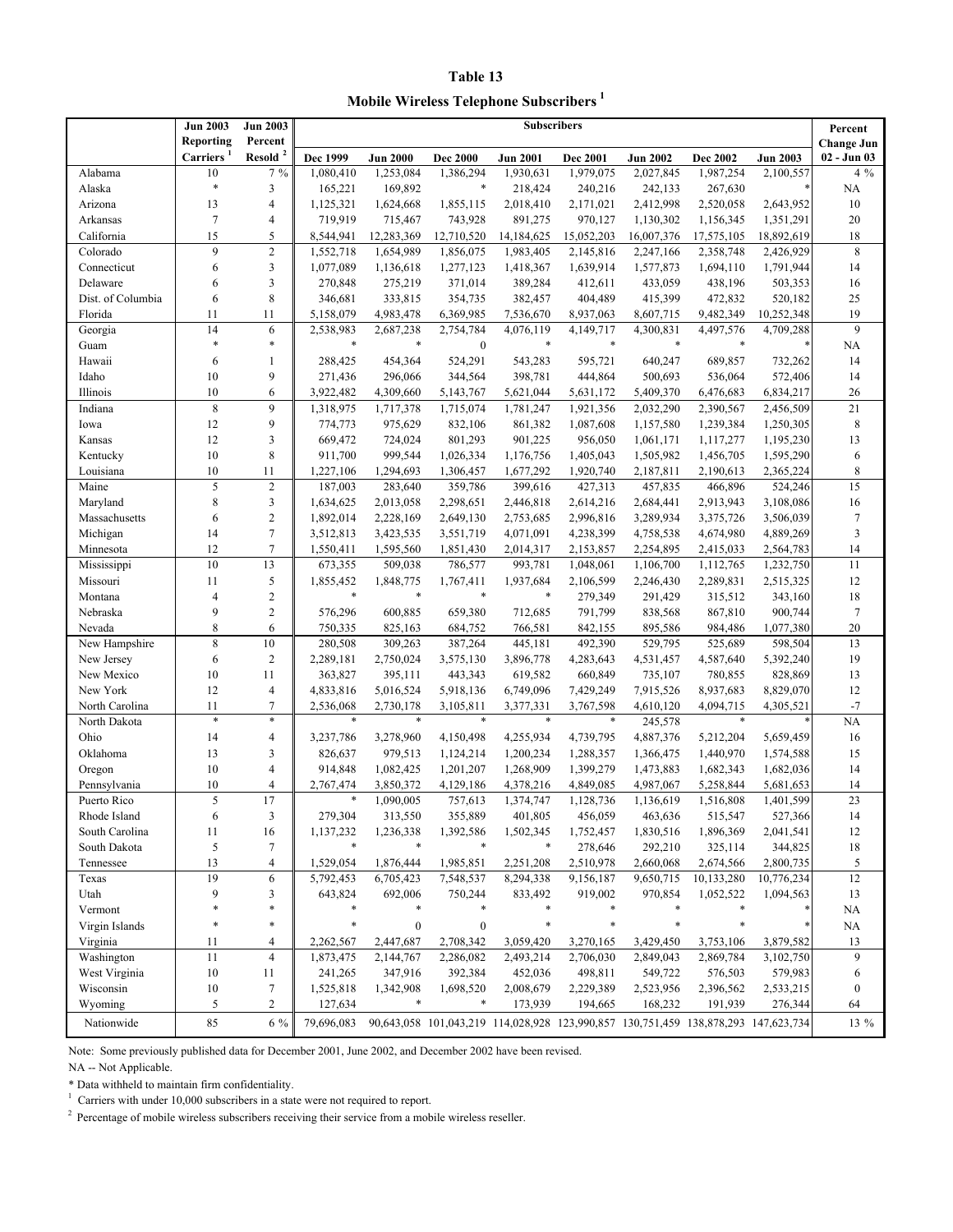# Table 13

## Mobile Wireless Telephone Subscribers [1]

| | Jun 2003 Reporting Carriers [1] | Jun 2003 Percent Resold [2] | Subscribers | | | | | | | | Percent Change Jun 02 - Jun 03 |
|---|---|---|---|---|---|---|---|---|---|---|---|
| | | | Dec 1999 | Jun 2000 | Dec 2000 | Jun 2001 | Dec 2001 | Jun 2002 | Dec 2002 | Jun 2003 | |
| Alabama | 10 | 7 % | 1,080,410 | 1,253,084 | 1,386,294 | 1,930,631 | 1,979,075 | 2,027,845 | 1,987,254 | 2,100,557 | 4 % |
| Alaska | * | 3 | 165,221 | 169,892 | * | 218,424 | 240,216 | 242,133 | 267,630 | * | NA |
| Arizona | 13 | 4 | 1,125,321 | 1,624,668 | 1,855,115 | 2,018,410 | 2,171,021 | 2,412,998 | 2,520,058 | 2,643,952 | 10 |
| Arkansas | 7 | 4 | 719,919 | 715,467 | 743,928 | 891,275 | 970,127 | 1,130,302 | 1,156,345 | 1,351,291 | 20 |
| California | 15 | 5 | 8,544,941 | 12,283,369 | 12,710,520 | 14,184,625 | 15,052,203 | 16,007,376 | 17,575,105 | 18,892,619 | 18 |
| Colorado | 9 | 2 | 1,552,718 | 1,654,989 | 1,856,075 | 1,983,405 | 2,145,816 | 2,247,166 | 2,358,748 | 2,426,929 | 8 |
| Connecticut | 6 | 3 | 1,077,089 | 1,136,618 | 1,277,123 | 1,418,367 | 1,639,914 | 1,577,873 | 1,694,110 | 1,791,944 | 14 |
| Delaware | 6 | 3 | 270,848 | 275,219 | 371,014 | 389,284 | 412,611 | 433,059 | 438,196 | 503,353 | 16 |
| Dist. of Columbia | 6 | 8 | 346,681 | 333,815 | 354,735 | 382,457 | 404,489 | 415,399 | 472,832 | 520,182 | 25 |
| Florida | 11 | 11 | 5,158,079 | 4,983,478 | 6,369,985 | 7,536,670 | 8,937,063 | 8,607,715 | 9,482,349 | 10,252,348 | 19 |
| Georgia | 14 | 6 | 2,538,983 | 2,687,238 | 2,754,784 | 4,076,119 | 4,149,717 | 4,300,831 | 4,497,576 | 4,709,288 | 9 |
| Guam | * | * | * | * | 0 | * | * | * | * | * | NA |
| Hawaii | 6 | 1 | 288,425 | 454,364 | 524,291 | 543,283 | 595,721 | 640,247 | 689,857 | 732,262 | 14 |
| Idaho | 10 | 9 | 271,436 | 296,066 | 344,564 | 398,781 | 444,864 | 500,693 | 536,064 | 572,406 | 14 |
| Illinois | 10 | 6 | 3,922,482 | 4,309,660 | 5,143,767 | 5,621,044 | 5,631,172 | 5,409,370 | 6,476,683 | 6,834,217 | 26 |
| Indiana | 8 | 9 | 1,318,975 | 1,717,378 | 1,715,074 | 1,781,247 | 1,921,356 | 2,032,290 | 2,390,567 | 2,456,509 | 21 |
| Iowa | 12 | 9 | 774,773 | 975,629 | 832,106 | 861,382 | 1,087,608 | 1,157,580 | 1,239,384 | 1,250,305 | 8 |
| Kansas | 12 | 3 | 669,472 | 724,024 | 801,293 | 901,225 | 956,050 | 1,061,171 | 1,117,277 | 1,195,230 | 13 |
| Kentucky | 10 | 8 | 911,700 | 999,544 | 1,026,334 | 1,176,756 | 1,405,043 | 1,505,982 | 1,456,705 | 1,595,290 | 6 |
| Louisiana | 10 | 11 | 1,227,106 | 1,294,693 | 1,306,457 | 1,677,292 | 1,920,740 | 2,187,811 | 2,190,613 | 2,365,224 | 8 |
| Maine | 5 | 2 | 187,003 | 283,640 | 359,786 | 399,616 | 427,313 | 457,835 | 466,896 | 524,246 | 15 |
| Maryland | 8 | 3 | 1,634,625 | 2,013,058 | 2,298,651 | 2,446,818 | 2,614,216 | 2,684,441 | 2,913,943 | 3,108,086 | 16 |
| Massachusetts | 6 | 2 | 1,892,014 | 2,228,169 | 2,649,130 | 2,753,685 | 2,996,816 | 3,289,934 | 3,375,726 | 3,506,039 | 7 |
| Michigan | 14 | 7 | 3,512,813 | 3,423,535 | 3,551,719 | 4,071,091 | 4,238,399 | 4,758,538 | 4,674,980 | 4,889,269 | 3 |
| Minnesota | 12 | 7 | 1,550,411 | 1,595,560 | 1,851,430 | 2,014,317 | 2,153,857 | 2,254,895 | 2,415,033 | 2,564,783 | 14 |
| Mississippi | 10 | 13 | 673,355 | 509,038 | 786,577 | 993,781 | 1,048,061 | 1,106,700 | 1,112,765 | 1,232,750 | 11 |
| Missouri | 11 | 5 | 1,855,452 | 1,848,775 | 1,767,411 | 1,937,684 | 2,106,599 | 2,246,430 | 2,289,831 | 2,515,325 | 12 |
| Montana | 4 | 2 | * | * | * | * | 279,349 | 291,429 | 315,512 | 343,160 | 18 |
| Nebraska | 9 | 2 | 576,296 | 600,885 | 659,380 | 712,685 | 791,799 | 838,568 | 867,810 | 900,744 | 7 |
| Nevada | 8 | 6 | 750,335 | 825,163 | 684,752 | 766,581 | 842,155 | 895,586 | 984,486 | 1,077,380 | 20 |
| New Hampshire | 8 | 10 | 280,508 | 309,263 | 387,264 | 445,181 | 492,390 | 529,795 | 525,689 | 598,504 | 13 |
| New Jersey | 6 | 2 | 2,289,181 | 2,750,024 | 3,575,130 | 3,896,778 | 4,283,643 | 4,531,457 | 4,587,640 | 5,392,240 | 19 |
| New Mexico | 10 | 11 | 363,827 | 395,111 | 443,343 | 619,582 | 660,849 | 735,107 | 780,855 | 828,869 | 13 |
| New York | 12 | 4 | 4,833,816 | 5,016,524 | 5,918,136 | 6,749,096 | 7,429,249 | 7,915,526 | 8,937,683 | 8,829,070 | 12 |
| North Carolina | 11 | 7 | 2,536,068 | 2,730,178 | 3,105,811 | 3,377,331 | 3,767,598 | 4,610,120 | 4,094,715 | 4,305,521 | -7 |
| North Dakota | * | * | * | * | * | * | * | 245,578 | * | * | NA |
| Ohio | 14 | 4 | 3,237,786 | 3,278,960 | 4,150,498 | 4,255,934 | 4,739,795 | 4,887,376 | 5,212,204 | 5,659,459 | 16 |
| Oklahoma | 13 | 3 | 826,637 | 979,513 | 1,124,214 | 1,200,234 | 1,288,357 | 1,366,475 | 1,440,970 | 1,574,588 | 15 |
| Oregon | 10 | 4 | 914,848 | 1,082,425 | 1,201,207 | 1,268,909 | 1,399,279 | 1,473,883 | 1,682,343 | 1,682,036 | 14 |
| Pennsylvania | 10 | 4 | 2,767,474 | 3,850,372 | 4,129,186 | 4,378,216 | 4,849,085 | 4,987,067 | 5,258,844 | 5,681,653 | 14 |
| Puerto Rico | 5 | 17 | * | 1,090,005 | 757,613 | 1,374,747 | 1,128,736 | 1,136,619 | 1,516,808 | 1,401,599 | 23 |
| Rhode Island | 6 | 3 | 279,304 | 313,550 | 355,889 | 401,805 | 456,059 | 463,636 | 515,547 | 527,366 | 14 |
| South Carolina | 11 | 16 | 1,137,232 | 1,236,338 | 1,392,586 | 1,502,345 | 1,752,457 | 1,830,516 | 1,896,369 | 2,041,541 | 12 |
| South Dakota | 5 | 7 | * | * | * | * | 278,646 | 292,210 | 325,114 | 344,825 | 18 |
| Tennessee | 13 | 4 | 1,529,054 | 1,876,444 | 1,985,851 | 2,251,208 | 2,510,978 | 2,660,068 | 2,674,566 | 2,800,735 | 5 |
| Texas | 19 | 6 | 5,792,453 | 6,705,423 | 7,548,537 | 8,294,338 | 9,156,187 | 9,650,715 | 10,133,280 | 10,776,234 | 12 |
| Utah | 9 | 3 | 643,824 | 692,006 | 750,244 | 833,492 | 919,002 | 970,854 | 1,052,522 | 1,094,563 | 13 |
| Vermont | * | * | * | * | * | * | * | * | * | * | NA |
| Virgin Islands | * | * | * | 0 | 0 | * | * | * | * | * | NA |
| Virginia | 11 | 4 | 2,262,567 | 2,447,687 | 2,708,342 | 3,059,420 | 3,270,165 | 3,429,450 | 3,753,106 | 3,879,582 | 13 |
| Washington | 11 | 4 | 1,873,475 | 2,144,767 | 2,286,082 | 2,493,214 | 2,706,030 | 2,849,043 | 2,869,784 | 3,102,750 | 9 |
| West Virginia | 10 | 11 | 241,265 | 347,916 | 392,384 | 452,036 | 498,811 | 549,722 | 576,503 | 579,983 | 6 |
| Wisconsin | 10 | 7 | 1,525,818 | 1,342,908 | 1,698,520 | 2,008,679 | 2,229,389 | 2,523,956 | 2,396,562 | 2,533,215 | 0 |
| Wyoming | 5 | 2 | 127,634 | * | * | 173,939 | 194,665 | 168,232 | 191,939 | 276,344 | 64 |
| Nationwide | 85 | 6 % | 79,696,083 | 90,643,058 | 101,043,219 | 114,028,928 | 123,990,857 | 130,751,459 | 138,878,293 | 147,623,734 | 13 % |

Note: Some previously published data for December 2001, June 2002, and December 2002 have been revised.

NA -- Not Applicable.

\* Data withheld to maintain firm confidentiality.

[1] Carriers with under 10,000 subscribers in a state were not required to report.

[2] Percentage of mobile wireless subscribers receiving their service from a mobile wireless reseller.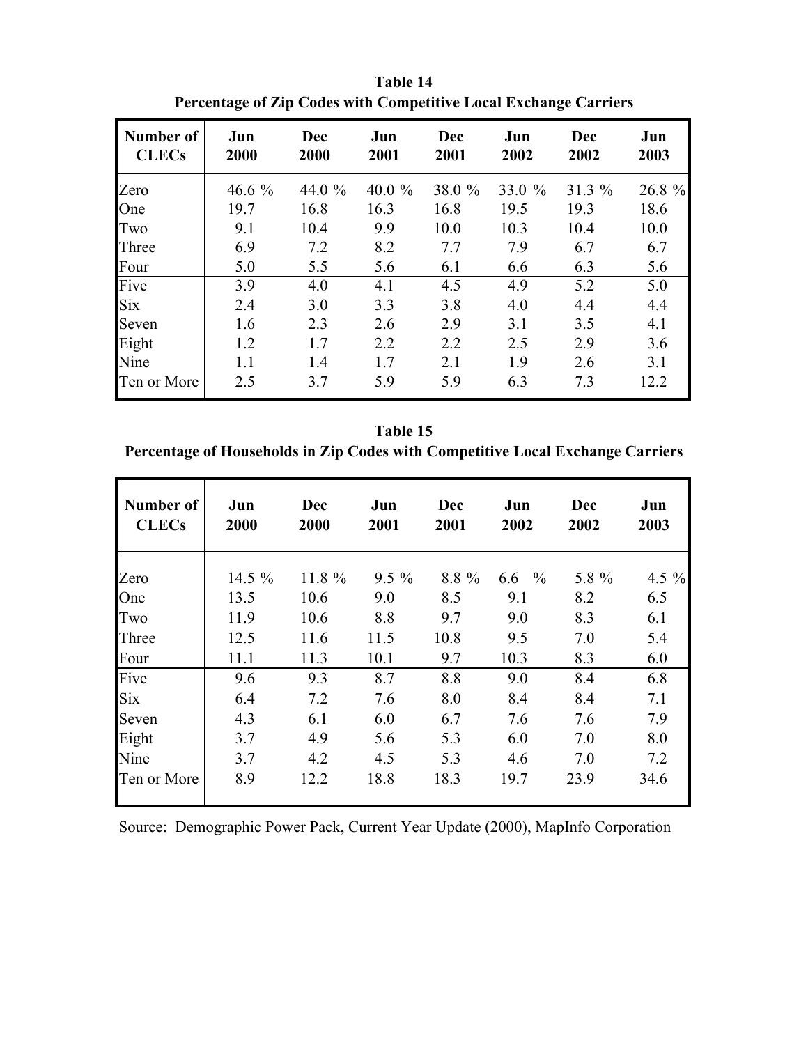**Table 14**
**Percentage of Zip Codes with Competitive Local Exchange Carriers**

| Number of CLECs | Jun 2000 | Dec 2000 | Jun 2001 | Dec 2001 | Jun 2002 | Dec 2002 | Jun 2003 |
|---|---|---|---|---|---|---|---|
| Zero | 46.6 % | 44.0 % | 40.0 % | 38.0 % | 33.0 % | 31.3 % | 26.8 % |
| One | 19.7 | 16.8 | 16.3 | 16.8 | 19.5 | 19.3 | 18.6 |
| Two | 9.1 | 10.4 | 9.9 | 10.0 | 10.3 | 10.4 | 10.0 |
| Three | 6.9 | 7.2 | 8.2 | 7.7 | 7.9 | 6.7 | 6.7 |
| Four | 5.0 | 5.5 | 5.6 | 6.1 | 6.6 | 6.3 | 5.6 |
| Five | 3.9 | 4.0 | 4.1 | 4.5 | 4.9 | 5.2 | 5.0 |
| Six | 2.4 | 3.0 | 3.3 | 3.8 | 4.0 | 4.4 | 4.4 |
| Seven | 1.6 | 2.3 | 2.6 | 2.9 | 3.1 | 3.5 | 4.1 |
| Eight | 1.2 | 1.7 | 2.2 | 2.2 | 2.5 | 2.9 | 3.6 |
| Nine | 1.1 | 1.4 | 1.7 | 2.1 | 1.9 | 2.6 | 3.1 |
| Ten or More | 2.5 | 3.7 | 5.9 | 5.9 | 6.3 | 7.3 | 12.2 |

**Table 15**
**Percentage of Households in Zip Codes with Competitive Local Exchange Carriers**

| Number of CLECs | Jun 2000 | Dec 2000 | Jun 2001 | Dec 2001 | Jun 2002 | Dec 2002 | Jun 2003 |
|---|---|---|---|---|---|---|---|
| Zero | 14.5 % | 11.8 % | 9.5 % | 8.8 % | 6.6 % | 5.8 % | 4.5 % |
| One | 13.5 | 10.6 | 9.0 | 8.5 | 9.1 | 8.2 | 6.5 |
| Two | 11.9 | 10.6 | 8.8 | 9.7 | 9.0 | 8.3 | 6.1 |
| Three | 12.5 | 11.6 | 11.5 | 10.8 | 9.5 | 7.0 | 5.4 |
| Four | 11.1 | 11.3 | 10.1 | 9.7 | 10.3 | 8.3 | 6.0 |
| Five | 9.6 | 9.3 | 8.7 | 8.8 | 9.0 | 8.4 | 6.8 |
| Six | 6.4 | 7.2 | 7.6 | 8.0 | 8.4 | 8.4 | 7.1 |
| Seven | 4.3 | 6.1 | 6.0 | 6.7 | 7.6 | 7.6 | 7.9 |
| Eight | 3.7 | 4.9 | 5.6 | 5.3 | 6.0 | 7.0 | 8.0 |
| Nine | 3.7 | 4.2 | 4.5 | 5.3 | 4.6 | 7.0 | 7.2 |
| Ten or More | 8.9 | 12.2 | 18.8 | 18.3 | 19.7 | 23.9 | 34.6 |

Source: Demographic Power Pack, Current Year Update (2000), MapInfo Corporation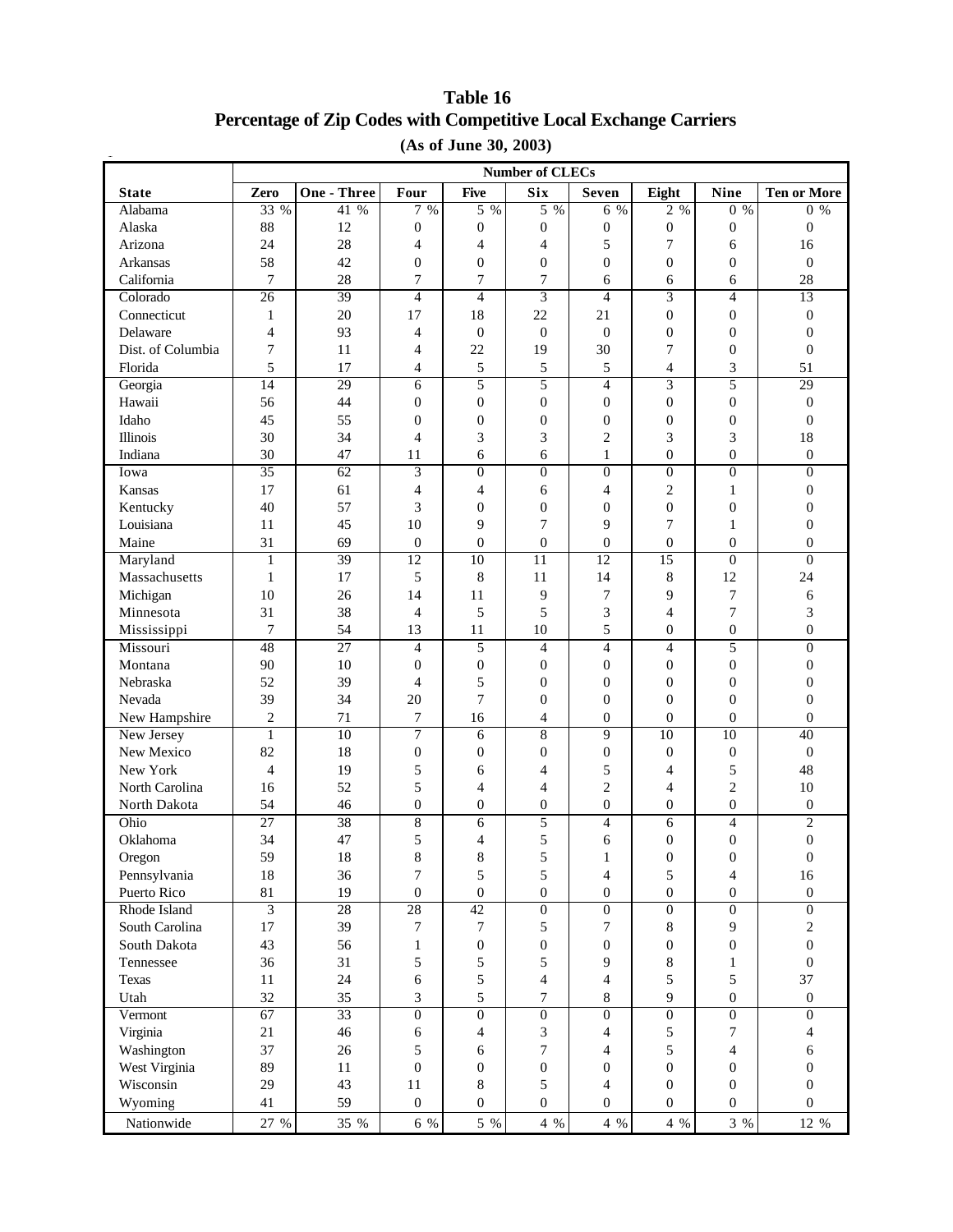# Table 16
## Percentage of Zip Codes with Competitive Local Exchange Carriers
### (As of June 30, 2003)

| | Number of CLECs | | | | | | | | |
|---|---|---|---|---|---|---|---|---|---|
| State | Zero | One - Three | Four | Five | Six | Seven | Eight | Nine | Ten or More |
| Alabama | 33 % | 41 % | 7 % | 5 % | 5 % | 6 % | 2 % | 0 % | 0 % |
| Alaska | 88 | 12 | 0 | 0 | 0 | 0 | 0 | 0 | 0 |
| Arizona | 24 | 28 | 4 | 4 | 4 | 5 | 7 | 6 | 16 |
| Arkansas | 58 | 42 | 0 | 0 | 0 | 0 | 0 | 0 | 0 |
| California | 7 | 28 | 7 | 7 | 7 | 6 | 6 | 6 | 28 |
| Colorado | 26 | 39 | 4 | 4 | 3 | 4 | 3 | 4 | 13 |
| Connecticut | 1 | 20 | 17 | 18 | 22 | 21 | 0 | 0 | 0 |
| Delaware | 4 | 93 | 4 | 0 | 0 | 0 | 0 | 0 | 0 |
| Dist. of Columbia | 7 | 11 | 4 | 22 | 19 | 30 | 7 | 0 | 0 |
| Florida | 5 | 17 | 4 | 5 | 5 | 5 | 4 | 3 | 51 |
| Georgia | 14 | 29 | 6 | 5 | 5 | 4 | 3 | 5 | 29 |
| Hawaii | 56 | 44 | 0 | 0 | 0 | 0 | 0 | 0 | 0 |
| Idaho | 45 | 55 | 0 | 0 | 0 | 0 | 0 | 0 | 0 |
| Illinois | 30 | 34 | 4 | 3 | 3 | 2 | 3 | 3 | 18 |
| Indiana | 30 | 47 | 11 | 6 | 6 | 1 | 0 | 0 | 0 |
| Iowa | 35 | 62 | 3 | 0 | 0 | 0 | 0 | 0 | 0 |
| Kansas | 17 | 61 | 4 | 4 | 6 | 4 | 2 | 1 | 0 |
| Kentucky | 40 | 57 | 3 | 0 | 0 | 0 | 0 | 0 | 0 |
| Louisiana | 11 | 45 | 10 | 9 | 7 | 9 | 7 | 1 | 0 |
| Maine | 31 | 69 | 0 | 0 | 0 | 0 | 0 | 0 | 0 |
| Maryland | 1 | 39 | 12 | 10 | 11 | 12 | 15 | 0 | 0 |
| Massachusetts | 1 | 17 | 5 | 8 | 11 | 14 | 8 | 12 | 24 |
| Michigan | 10 | 26 | 14 | 11 | 9 | 7 | 9 | 7 | 6 |
| Minnesota | 31 | 38 | 4 | 5 | 5 | 3 | 4 | 7 | 3 |
| Mississippi | 7 | 54 | 13 | 11 | 10 | 5 | 0 | 0 | 0 |
| Missouri | 48 | 27 | 4 | 5 | 4 | 4 | 4 | 5 | 0 |
| Montana | 90 | 10 | 0 | 0 | 0 | 0 | 0 | 0 | 0 |
| Nebraska | 52 | 39 | 4 | 5 | 0 | 0 | 0 | 0 | 0 |
| Nevada | 39 | 34 | 20 | 7 | 0 | 0 | 0 | 0 | 0 |
| New Hampshire | 2 | 71 | 7 | 16 | 4 | 0 | 0 | 0 | 0 |
| New Jersey | 1 | 10 | 7 | 6 | 8 | 9 | 10 | 10 | 40 |
| New Mexico | 82 | 18 | 0 | 0 | 0 | 0 | 0 | 0 | 0 |
| New York | 4 | 19 | 5 | 6 | 4 | 5 | 4 | 5 | 48 |
| North Carolina | 16 | 52 | 5 | 4 | 4 | 2 | 4 | 2 | 10 |
| North Dakota | 54 | 46 | 0 | 0 | 0 | 0 | 0 | 0 | 0 |
| Ohio | 27 | 38 | 8 | 6 | 5 | 4 | 6 | 4 | 2 |
| Oklahoma | 34 | 47 | 5 | 4 | 5 | 6 | 0 | 0 | 0 |
| Oregon | 59 | 18 | 8 | 8 | 5 | 1 | 0 | 0 | 0 |
| Pennsylvania | 18 | 36 | 7 | 5 | 5 | 4 | 5 | 4 | 16 |
| Puerto Rico | 81 | 19 | 0 | 0 | 0 | 0 | 0 | 0 | 0 |
| Rhode Island | 3 | 28 | 28 | 42 | 0 | 0 | 0 | 0 | 0 |
| South Carolina | 17 | 39 | 7 | 7 | 5 | 7 | 8 | 9 | 2 |
| South Dakota | 43 | 56 | 1 | 0 | 0 | 0 | 0 | 0 | 0 |
| Tennessee | 36 | 31 | 5 | 5 | 5 | 9 | 8 | 1 | 0 |
| Texas | 11 | 24 | 6 | 5 | 4 | 4 | 5 | 5 | 37 |
| Utah | 32 | 35 | 3 | 5 | 7 | 8 | 9 | 0 | 0 |
| Vermont | 67 | 33 | 0 | 0 | 0 | 0 | 0 | 0 | 0 |
| Virginia | 21 | 46 | 6 | 4 | 3 | 4 | 5 | 7 | 4 |
| Washington | 37 | 26 | 5 | 6 | 7 | 4 | 5 | 4 | 6 |
| West Virginia | 89 | 11 | 0 | 0 | 0 | 0 | 0 | 0 | 0 |
| Wisconsin | 29 | 43 | 11 | 8 | 5 | 4 | 0 | 0 | 0 |
| Wyoming | 41 | 59 | 0 | 0 | 0 | 0 | 0 | 0 | 0 |
| Nationwide | 27 % | 35 % | 6 % | 5 % | 4 % | 4 % | 4 % | 3 % | 12 % |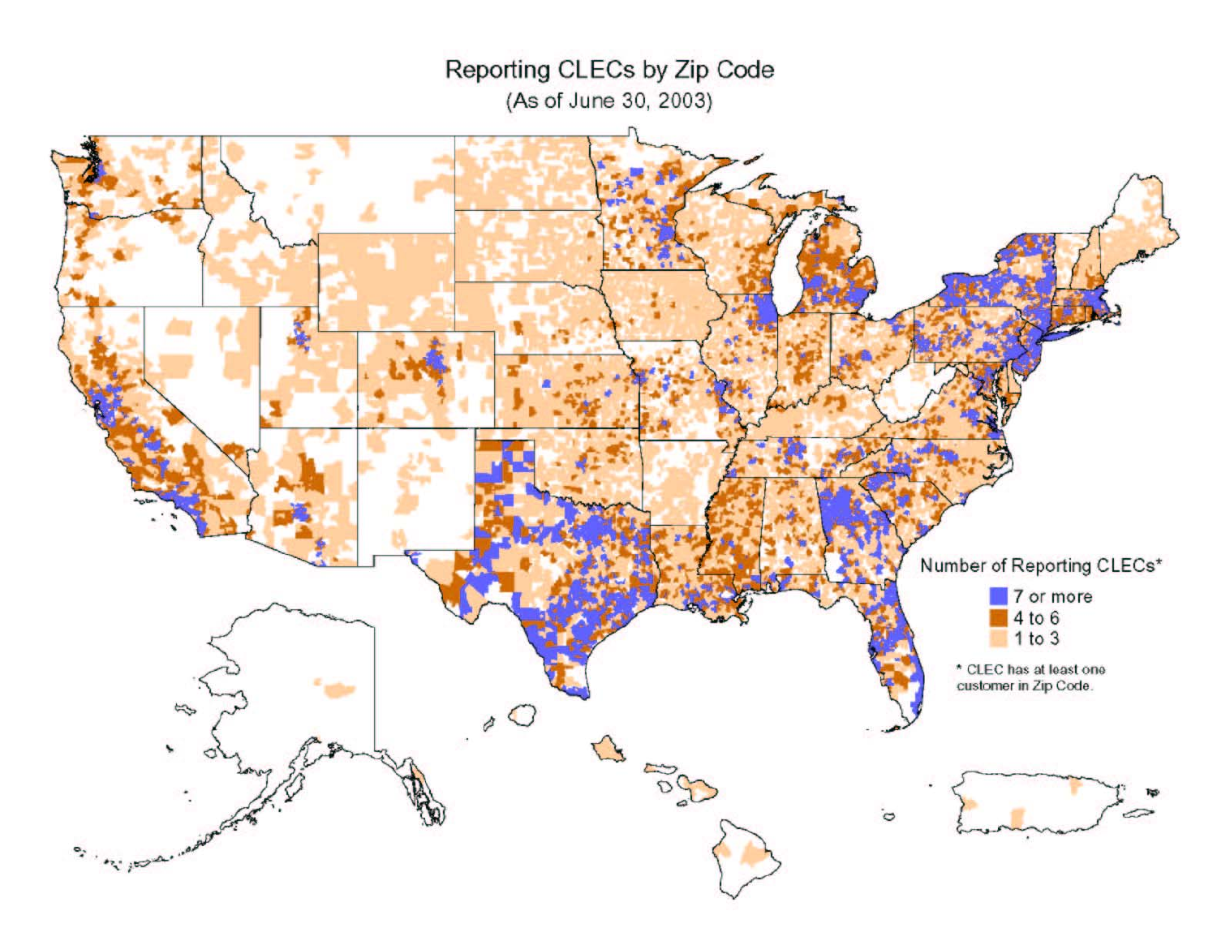# Reporting CLECs by Zip Code

(As of June 30, 2003)

Number of Reporting CLECs*

- 7 or more
- 4 to 6
- 1 to 3

* CLEC has at least one customer in Zip Code.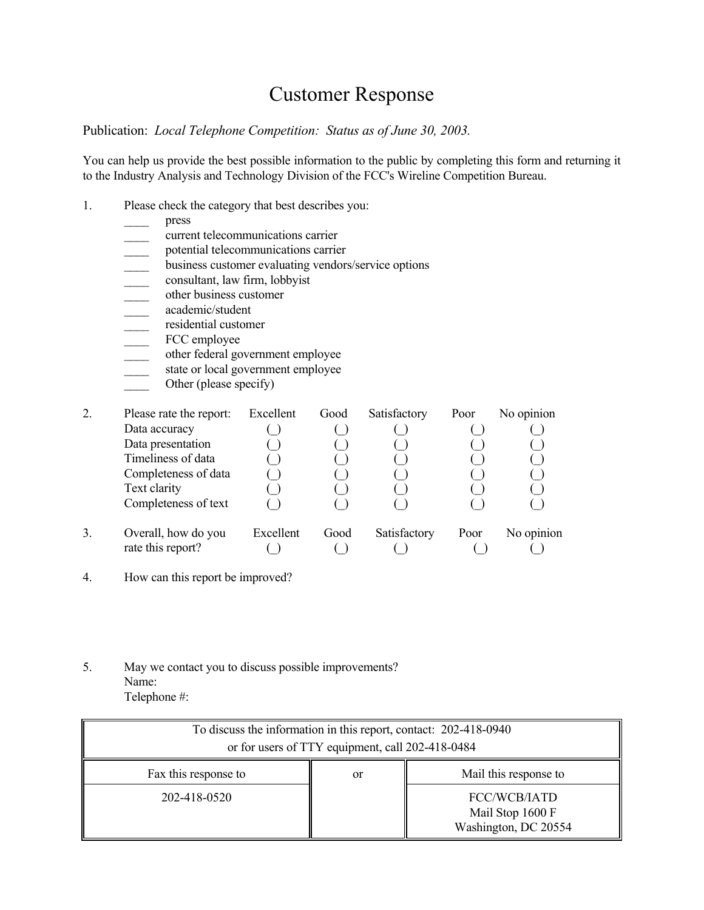# Customer Response

Publication: *Local Telephone Competition: Status as of June 30, 2003.*

You can help us provide the best possible information to the public by completing this form and returning it to the Industry Analysis and Technology Division of the FCC's Wireline Competition Bureau.

1. Please check the category that best describes you:
   - ____ press
   - ____ current telecommunications carrier
   - ____ potential telecommunications carrier
   - ____ business customer evaluating vendors/service options
   - ____ consultant, law firm, lobbyist
   - ____ other business customer
   - ____ academic/student
   - ____ residential customer
   - ____ FCC employee
   - ____ other federal government employee
   - ____ state or local government employee
   - ____ Other (please specify)

2. Please rate the report:

| Please rate the report: | Excellent | Good | Satisfactory | Poor | No opinion |
|---|---|---|---|---|---|
| Data accuracy | (_) | (_) | (_) | (_) | (_) |
| Data presentation | (_) | (_) | (_) | (_) | (_) |
| Timeliness of data | (_) | (_) | (_) | (_) | (_) |
| Completeness of data | (_) | (_) | (_) | (_) | (_) |
| Text clarity | (_) | (_) | (_) | (_) | (_) |
| Completeness of text | (_) | (_) | (_) | (_) | (_) |

3. Overall, how do you rate this report?

| | Excellent | Good | Satisfactory | Poor | No opinion |
|---|---|---|---|---|---|
| Overall, how do you rate this report? | (_) | (_) | (_) | (_) | (_) |

4. How can this report be improved?

5. May we contact you to discuss possible improvements?
   Name:
   Telephone #:

| To discuss the information in this report, contact: 202-418-0940 or for users of TTY equipment, call 202-418-0484 | | |
|---|---|---|
| Fax this response to | or | Mail this response to |
| 202-418-0520 | | FCC/WCB/IATD<br>Mail Stop 1600 F<br>Washington, DC 20554 |